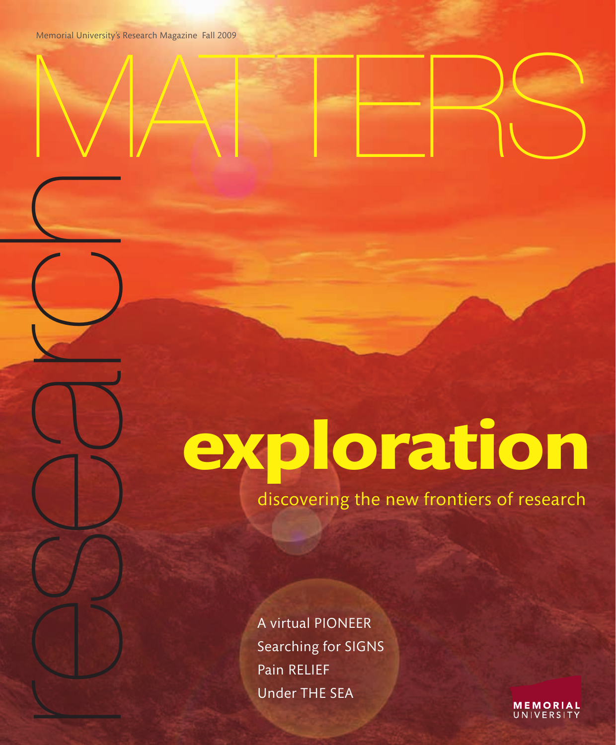Memorial University's Research Magazine Fall 2009

# research MATTERS

## exploration

discovering the new frontiers of research

A virtual PIONEER

Searching for SIGNS

Pain RELIEF

Under THE SEA

MEMORIAL UNIVERSITY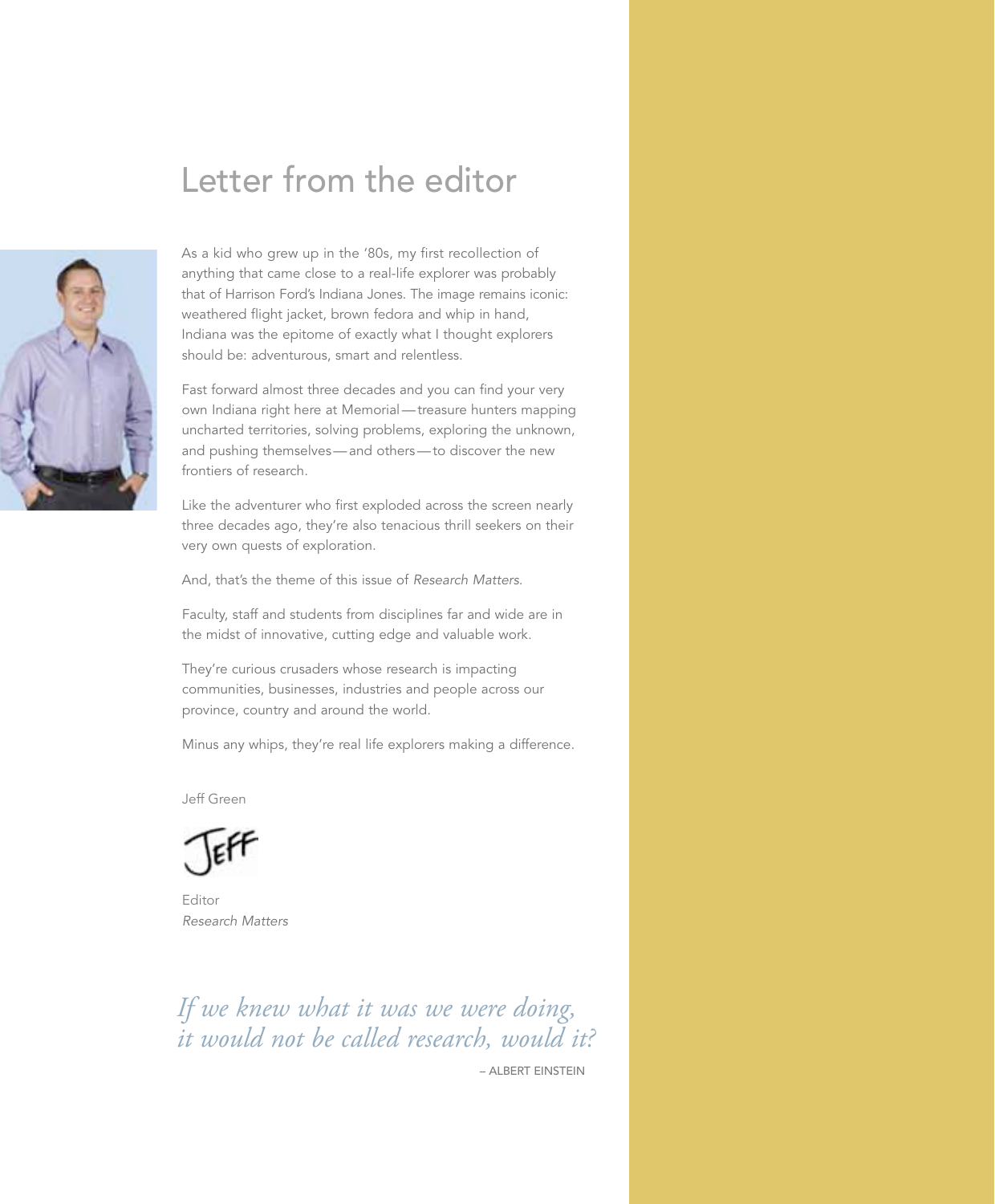# Letter from the editor

As a kid who grew up in the '80s, my first recollection of anything that came close to a real-life explorer was probably that of Harrison Ford's Indiana Jones. The image remains iconic: weathered flight jacket, brown fedora and whip in hand, Indiana was the epitome of exactly what I thought explorers should be: adventurous, smart and relentless.

Fast forward almost three decades and you can find your very own Indiana right here at Memorial—treasure hunters mapping uncharted territories, solving problems, exploring the unknown, and pushing themselves—and others—to discover the new frontiers of research.

Like the adventurer who first exploded across the screen nearly three decades ago, they're also tenacious thrill seekers on their very own quests of exploration.

And, that's the theme of this issue of *Research Matters*.

Faculty, staff and students from disciplines far and wide are in the midst of innovative, cutting edge and valuable work.

They're curious crusaders whose research is impacting communities, businesses, industries and people across our province, country and around the world.

Minus any whips, they're real life explorers making a difference.

Jeff Green

Jeff

Editor
*Research Matters*

*If we knew what it was we were doing, it would not be called research, would it?*

– ALBERT EINSTEIN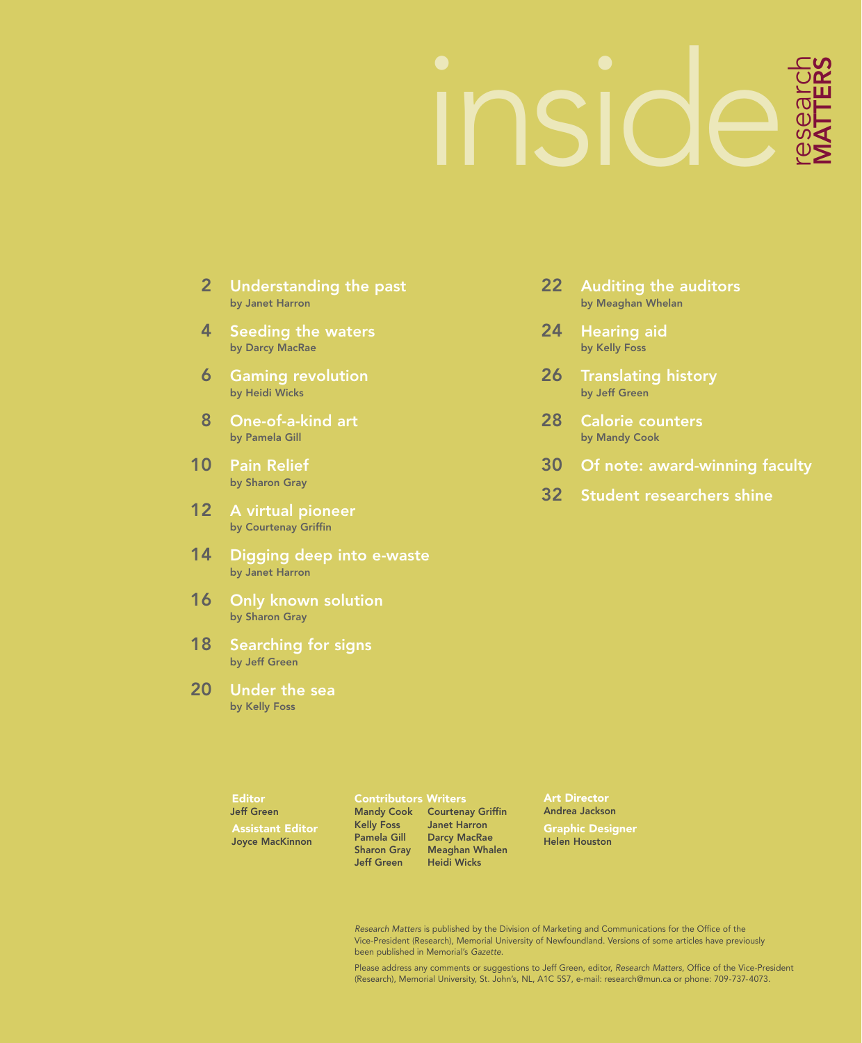# inside

research **MATTERS**

**2** Understanding the past
by Janet Harron

**4** Seeding the waters
by Darcy MacRae

**6** Gaming revolution
by Heidi Wicks

**8** One-of-a-kind art
by Pamela Gill

**10** Pain Relief
by Sharon Gray

**12** A virtual pioneer
by Courtenay Griffin

**14** Digging deep into e-waste
by Janet Harron

**16** Only known solution
by Sharon Gray

**18** Searching for signs
by Jeff Green

**20** Under the sea
by Kelly Foss

**22** Auditing the auditors
by Meaghan Whelan

**24** Hearing aid
by Kelly Foss

**26** Translating history
by Jeff Green

**28** Calorie counters
by Mandy Cook

**30** Of note: award-winning faculty

**32** Student researchers shine

**Editor**
Jeff Green

**Assistant Editor**
Joyce MacKinnon

**Contributors Writers**
Mandy Cook
Kelly Foss
Pamela Gill
Sharon Gray
Jeff Green
Courtenay Griffin
Janet Harron
Darcy MacRae
Meaghan Whalen
Heidi Wicks

**Art Director**
Andrea Jackson

**Graphic Designer**
Helen Houston

*Research Matters* is published by the Division of Marketing and Communications for the Office of the Vice-President (Research), Memorial University of Newfoundland. Versions of some articles have previously been published in Memorial's *Gazette*.

Please address any comments or suggestions to Jeff Green, editor, *Research Matters*, Office of the Vice-President (Research), Memorial University, St. John's, NL, A1C 5S7, e-mail: research@mun.ca or phone: 709-737-4073.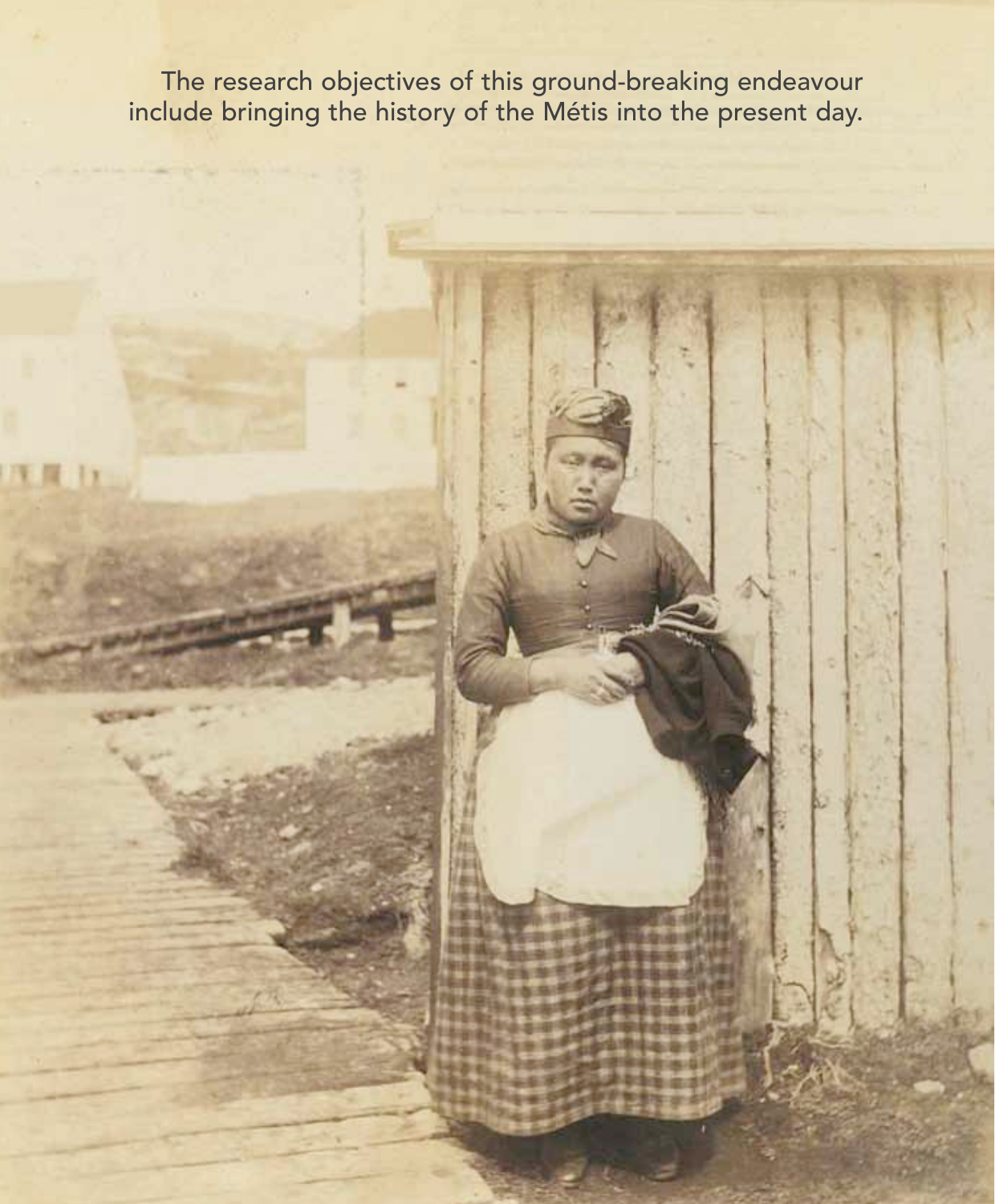The research objectives of this ground-breaking endeavour include bringing the history of the Métis into the present day.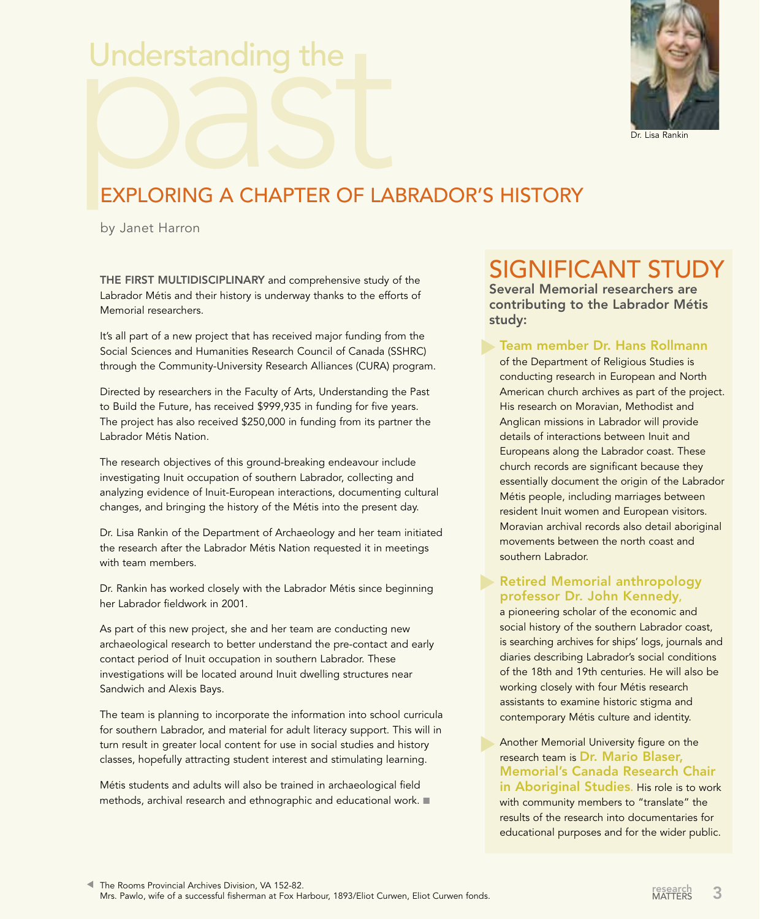# Understanding the past

## EXPLORING A CHAPTER OF LABRADOR'S HISTORY

by Janet Harron

Dr. Lisa Rankin

**THE FIRST MULTIDISCIPLINARY** and comprehensive study of the Labrador Métis and their history is underway thanks to the efforts of Memorial researchers.

It's all part of a new project that has received major funding from the Social Sciences and Humanities Research Council of Canada (SSHRC) through the Community-University Research Alliances (CURA) program.

Directed by researchers in the Faculty of Arts, Understanding the Past to Build the Future, has received $999,935 in funding for five years. The project has also received $250,000 in funding from its partner the Labrador Métis Nation.

The research objectives of this ground-breaking endeavour include investigating Inuit occupation of southern Labrador, collecting and analyzing evidence of Inuit-European interactions, documenting cultural changes, and bringing the history of the Métis into the present day.

Dr. Lisa Rankin of the Department of Archaeology and her team initiated the research after the Labrador Métis Nation requested it in meetings with team members.

Dr. Rankin has worked closely with the Labrador Métis since beginning her Labrador fieldwork in 2001.

As part of this new project, she and her team are conducting new archaeological research to better understand the pre-contact and early contact period of Inuit occupation in southern Labrador. These investigations will be located around Inuit dwelling structures near Sandwich and Alexis Bays.

The team is planning to incorporate the information into school curricula for southern Labrador, and material for adult literacy support. This will in turn result in greater local content for use in social studies and history classes, hopefully attracting student interest and stimulating learning.

Métis students and adults will also be trained in archaeological field methods, archival research and ethnographic and educational work. ■

## SIGNIFICANT STUDY

**Several Memorial researchers are contributing to the Labrador Métis study:**

- **Team member Dr. Hans Rollmann** of the Department of Religious Studies is conducting research in European and North American church archives as part of the project. His research on Moravian, Methodist and Anglican missions in Labrador will provide details of interactions between Inuit and Europeans along the Labrador coast. These church records are significant because they essentially document the origin of the Labrador Métis people, including marriages between resident Inuit women and European visitors. Moravian archival records also detail aboriginal movements between the north coast and southern Labrador.

- **Retired Memorial anthropology professor Dr. John Kennedy,** a pioneering scholar of the economic and social history of the southern Labrador coast, is searching archives for ships' logs, journals and diaries describing Labrador's social conditions of the 18th and 19th centuries. He will also be working closely with four Métis research assistants to examine historic stigma and contemporary Métis culture and identity.

- Another Memorial University figure on the research team is **Dr. Mario Blaser, Memorial's Canada Research Chair in Aboriginal Studies.** His role is to work with community members to "translate" the results of the research into documentaries for educational purposes and for the wider public.

The Rooms Provincial Archives Division, VA 152-82.
Mrs. Pawlo, wife of a successful fisherman at Fox Harbour, 1893/Eliot Curwen, Eliot Curwen fonds.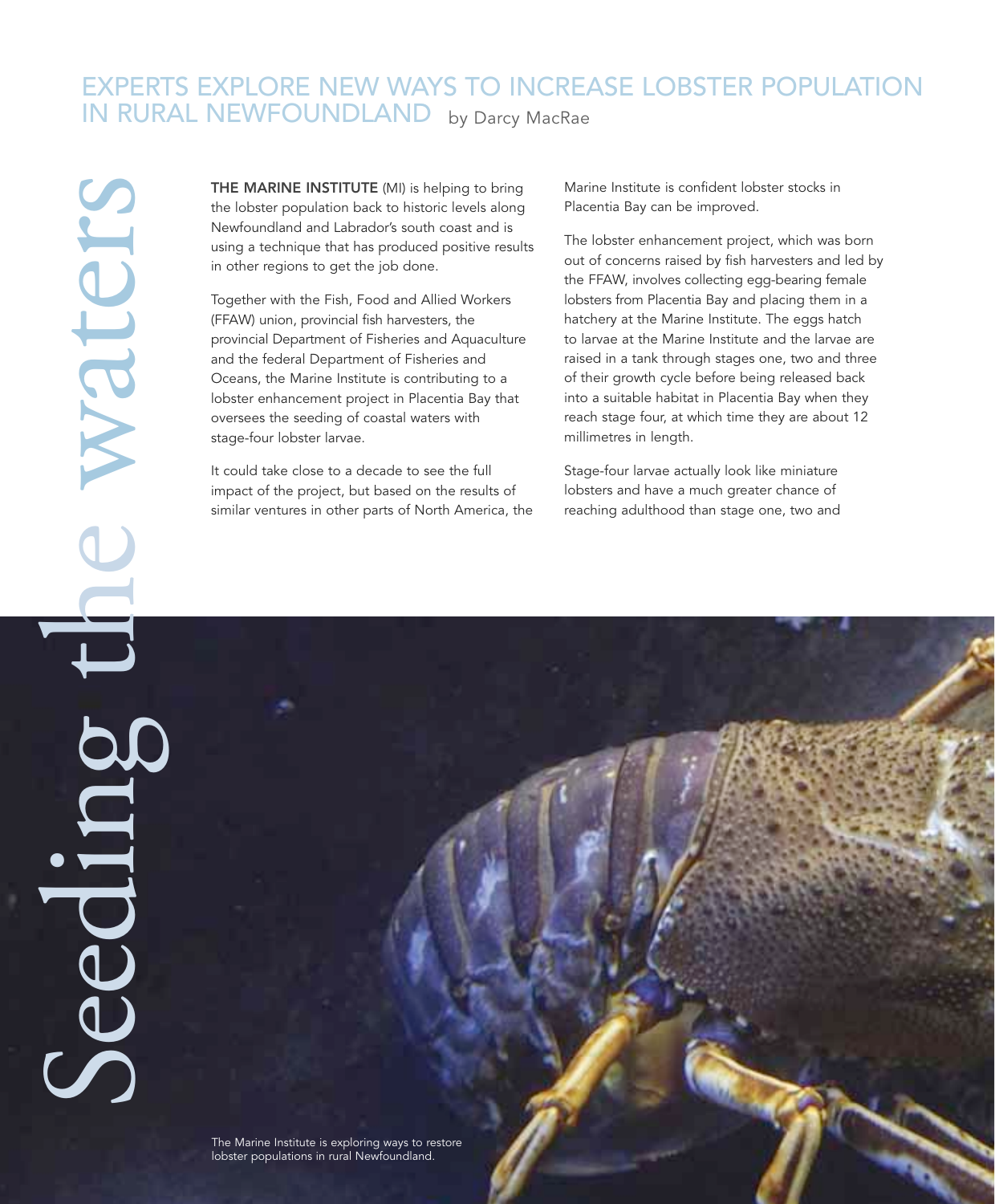# Seeding the waters

## EXPERTS EXPLORE NEW WAYS TO INCREASE LOBSTER POPULATION IN RURAL NEWFOUNDLAND

by Darcy MacRae

**THE MARINE INSTITUTE** (MI) is helping to bring the lobster population back to historic levels along Newfoundland and Labrador's south coast and is using a technique that has produced positive results in other regions to get the job done.

Together with the Fish, Food and Allied Workers (FFAW) union, provincial fish harvesters, the provincial Department of Fisheries and Aquaculture and the federal Department of Fisheries and Oceans, the Marine Institute is contributing to a lobster enhancement project in Placentia Bay that oversees the seeding of coastal waters with stage-four lobster larvae.

It could take close to a decade to see the full impact of the project, but based on the results of similar ventures in other parts of North America, the Marine Institute is confident lobster stocks in Placentia Bay can be improved.

The lobster enhancement project, which was born out of concerns raised by fish harvesters and led by the FFAW, involves collecting egg-bearing female lobsters from Placentia Bay and placing them in a hatchery at the Marine Institute. The eggs hatch to larvae at the Marine Institute and the larvae are raised in a tank through stages one, two and three of their growth cycle before being released back into a suitable habitat in Placentia Bay when they reach stage four, at which time they are about 12 millimetres in length.

Stage-four larvae actually look like miniature lobsters and have a much greater chance of reaching adulthood than stage one, two and

The Marine Institute is exploring ways to restore lobster populations in rural Newfoundland.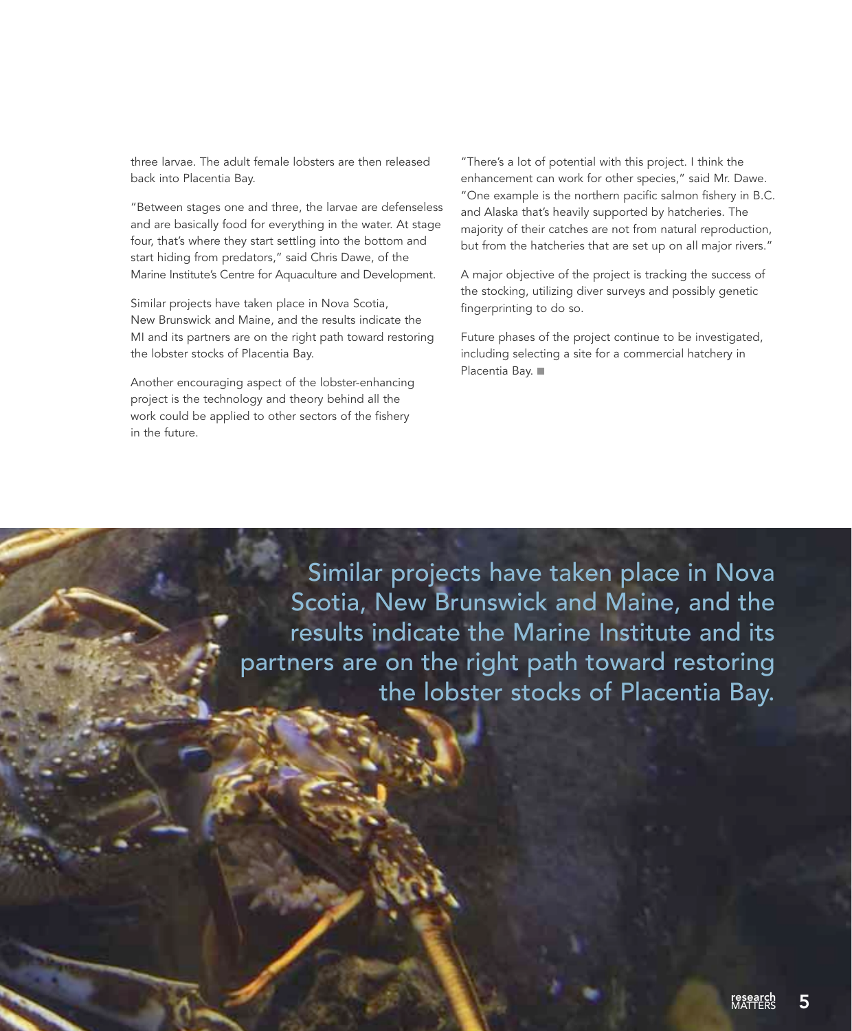three larvae. The adult female lobsters are then released back into Placentia Bay.

"Between stages one and three, the larvae are defenseless and are basically food for everything in the water. At stage four, that's where they start settling into the bottom and start hiding from predators," said Chris Dawe, of the Marine Institute's Centre for Aquaculture and Development.

Similar projects have taken place in Nova Scotia, New Brunswick and Maine, and the results indicate the MI and its partners are on the right path toward restoring the lobster stocks of Placentia Bay.

Another encouraging aspect of the lobster-enhancing project is the technology and theory behind all the work could be applied to other sectors of the fishery in the future.

"There's a lot of potential with this project. I think the enhancement can work for other species," said Mr. Dawe. "One example is the northern pacific salmon fishery in B.C. and Alaska that's heavily supported by hatcheries. The majority of their catches are not from natural reproduction, but from the hatcheries that are set up on all major rivers."

A major objective of the project is tracking the success of the stocking, utilizing diver surveys and possibly genetic fingerprinting to do so.

Future phases of the project continue to be investigated, including selecting a site for a commercial hatchery in Placentia Bay. ■

> Similar projects have taken place in Nova Scotia, New Brunswick and Maine, and the results indicate the Marine Institute and its partners are on the right path toward restoring the lobster stocks of Placentia Bay.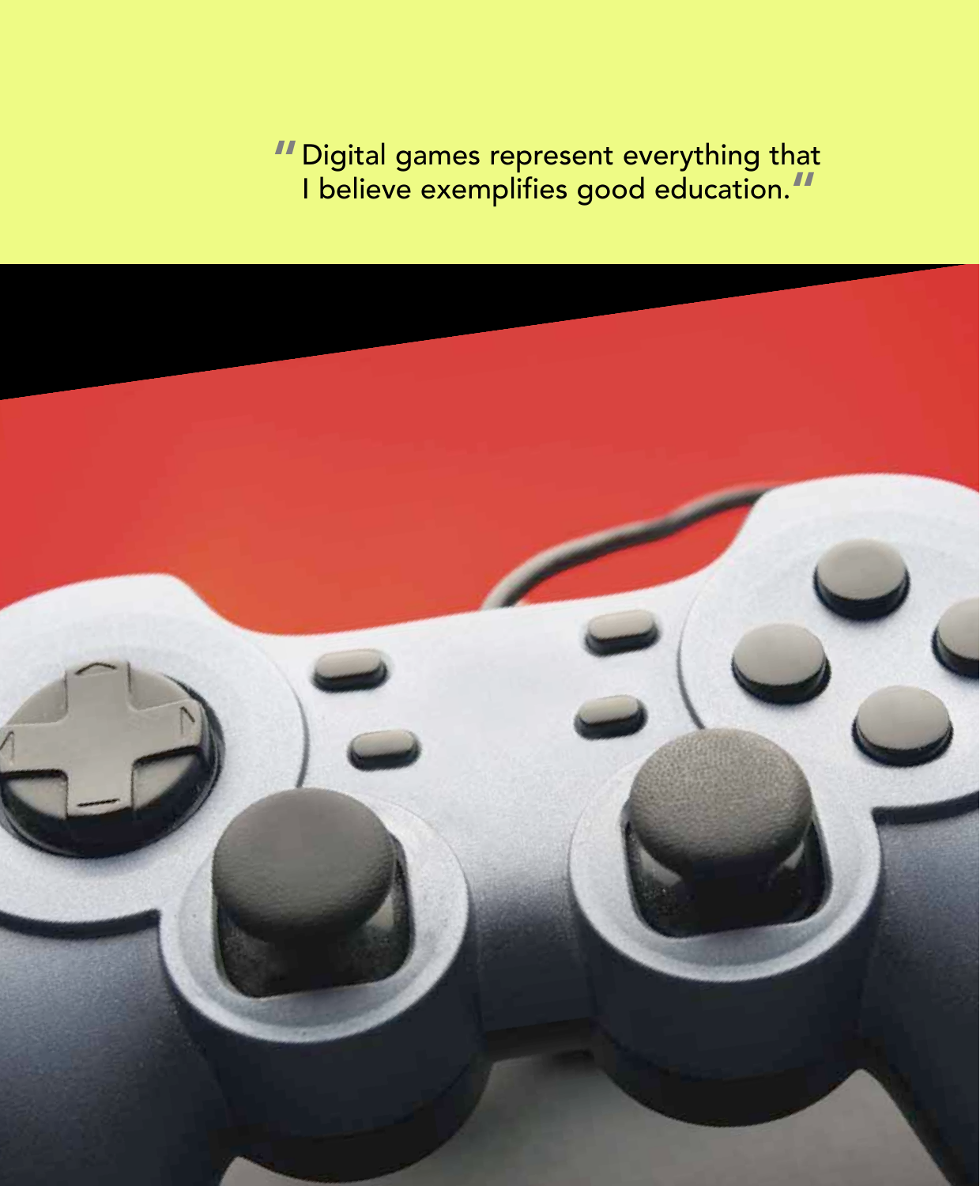"Digital games represent everything that I believe exemplifies good education."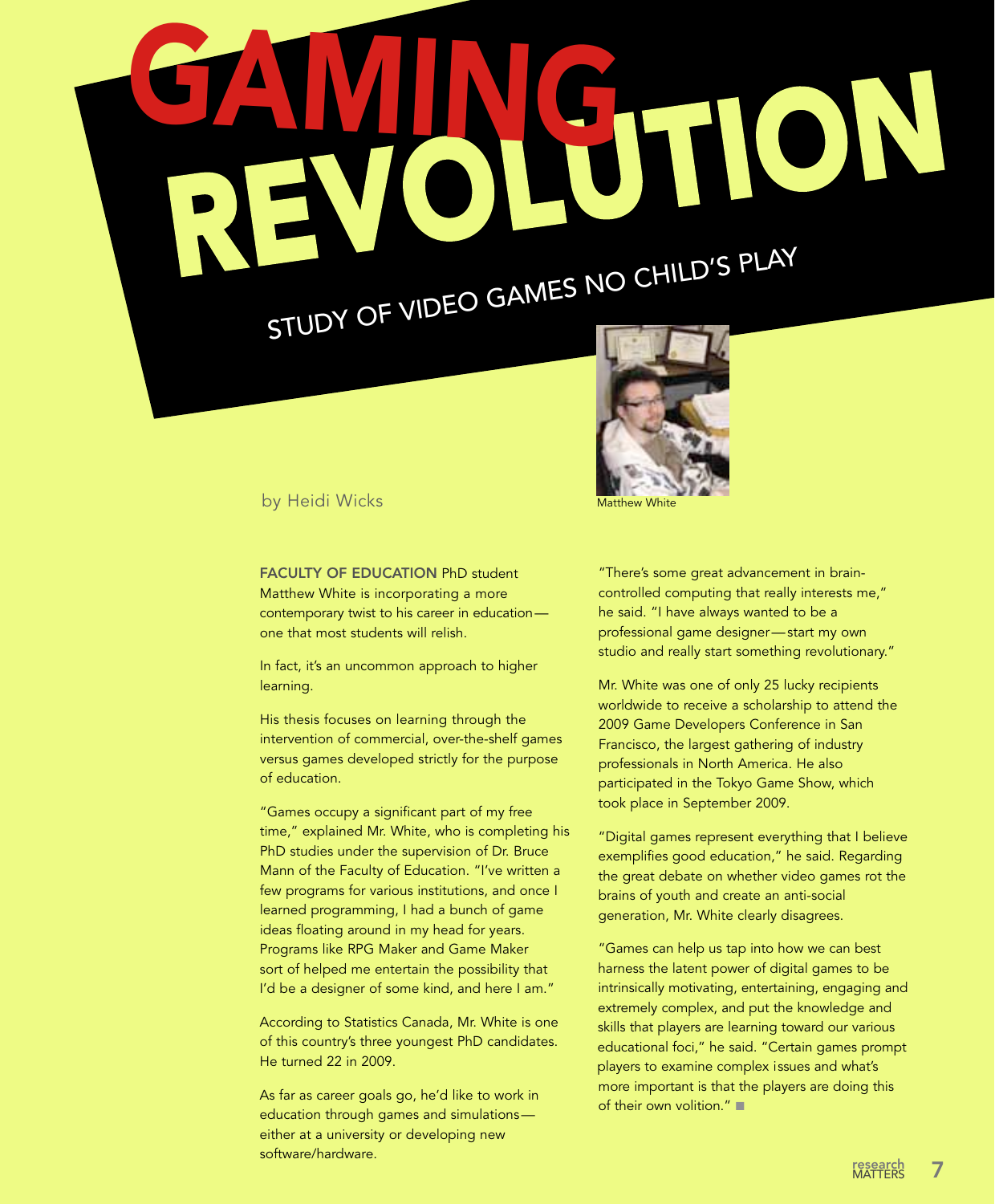# GAMING REVOLUTION

## STUDY OF VIDEO GAMES NO CHILD'S PLAY

Matthew White

by Heidi Wicks

**FACULTY OF EDUCATION** PhD student Matthew White is incorporating a more contemporary twist to his career in education—one that most students will relish.

In fact, it's an uncommon approach to higher learning.

His thesis focuses on learning through the intervention of commercial, over-the-shelf games versus games developed strictly for the purpose of education.

"Games occupy a significant part of my free time," explained Mr. White, who is completing his PhD studies under the supervision of Dr. Bruce Mann of the Faculty of Education. "I've written a few programs for various institutions, and once I learned programming, I had a bunch of game ideas floating around in my head for years. Programs like RPG Maker and Game Maker sort of helped me entertain the possibility that I'd be a designer of some kind, and here I am."

According to Statistics Canada, Mr. White is one of this country's three youngest PhD candidates. He turned 22 in 2009.

As far as career goals go, he'd like to work in education through games and simulations—either at a university or developing new software/hardware.

"There's some great advancement in brain-controlled computing that really interests me," he said. "I have always wanted to be a professional game designer—start my own studio and really start something revolutionary."

Mr. White was one of only 25 lucky recipients worldwide to receive a scholarship to attend the 2009 Game Developers Conference in San Francisco, the largest gathering of industry professionals in North America. He also participated in the Tokyo Game Show, which took place in September 2009.

"Digital games represent everything that I believe exemplifies good education," he said. Regarding the great debate on whether video games rot the brains of youth and create an anti-social generation, Mr. White clearly disagrees.

"Games can help us tap into how we can best harness the latent power of digital games to be intrinsically motivating, entertaining, engaging and extremely complex, and put the knowledge and skills that players are learning toward our various educational foci," he said. "Certain games prompt players to examine complex issues and what's more important is that the players are doing this of their own volition." ■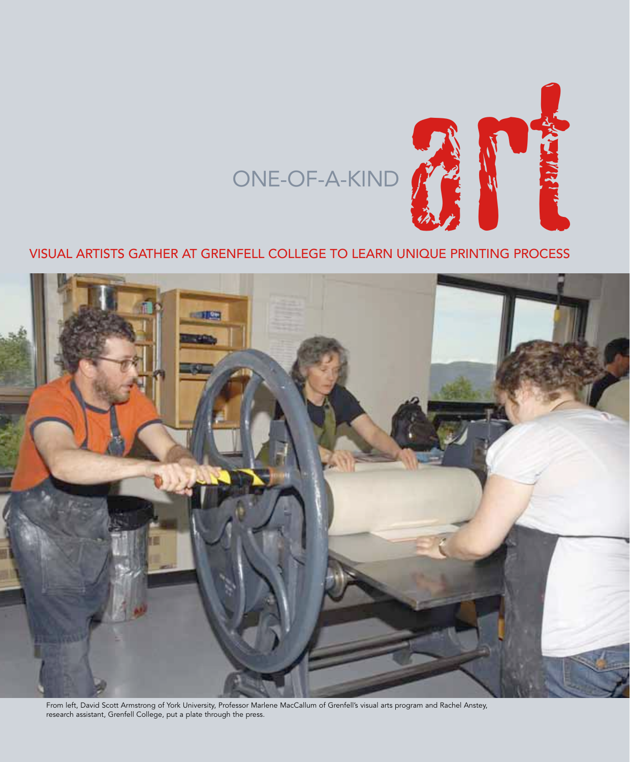# ONE-OF-A-KIND art

## VISUAL ARTISTS GATHER AT GRENFELL COLLEGE TO LEARN UNIQUE PRINTING PROCESS

From left, David Scott Armstrong of York University, Professor Marlene MacCallum of Grenfell's visual arts program and Rachel Anstey, research assistant, Grenfell College, put a plate through the press.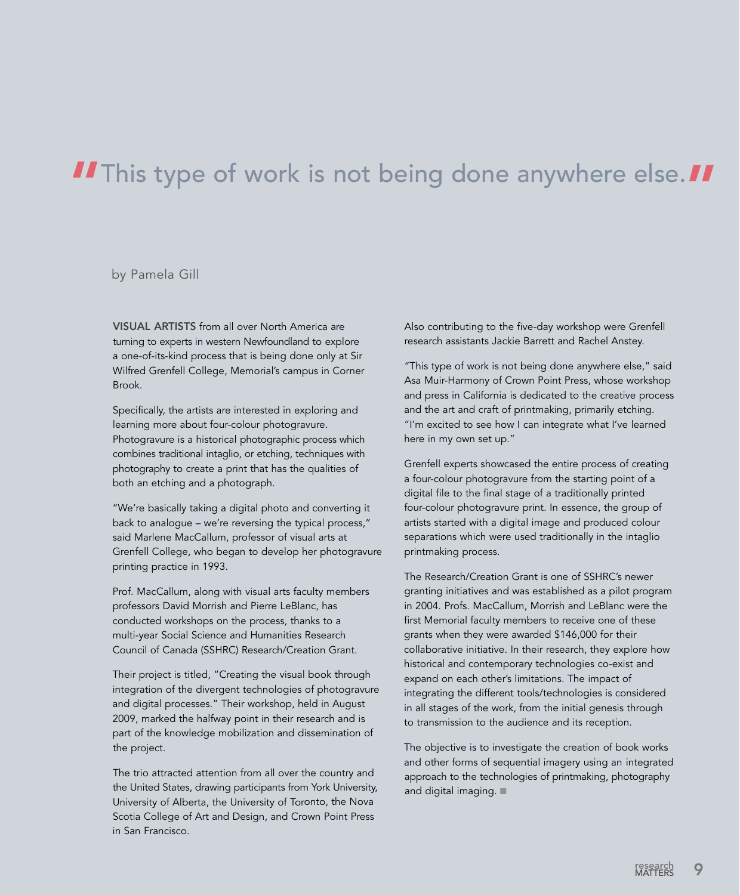# "This type of work is not being done anywhere else."

by Pamela Gill

**VISUAL ARTISTS** from all over North America are turning to experts in western Newfoundland to explore a one-of-its-kind process that is being done only at Sir Wilfred Grenfell College, Memorial's campus in Corner Brook.

Specifically, the artists are interested in exploring and learning more about four-colour photogravure. Photogravure is a historical photographic process which combines traditional intaglio, or etching, techniques with photography to create a print that has the qualities of both an etching and a photograph.

"We're basically taking a digital photo and converting it back to analogue – we're reversing the typical process," said Marlene MacCallum, professor of visual arts at Grenfell College, who began to develop her photogravure printing practice in 1993.

Prof. MacCallum, along with visual arts faculty members professors David Morrish and Pierre LeBlanc, has conducted workshops on the process, thanks to a multi-year Social Science and Humanities Research Council of Canada (SSHRC) Research/Creation Grant.

Their project is titled, "Creating the visual book through integration of the divergent technologies of photogravure and digital processes." Their workshop, held in August 2009, marked the halfway point in their research and is part of the knowledge mobilization and dissemination of the project.

The trio attracted attention from all over the country and the United States, drawing participants from York University, University of Alberta, the University of Toronto, the Nova Scotia College of Art and Design, and Crown Point Press in San Francisco.

Also contributing to the five-day workshop were Grenfell research assistants Jackie Barrett and Rachel Anstey.

"This type of work is not being done anywhere else," said Asa Muir-Harmony of Crown Point Press, whose workshop and press in California is dedicated to the creative process and the art and craft of printmaking, primarily etching. "I'm excited to see how I can integrate what I've learned here in my own set up."

Grenfell experts showcased the entire process of creating a four-colour photogravure from the starting point of a digital file to the final stage of a traditionally printed four-colour photogravure print. In essence, the group of artists started with a digital image and produced colour separations which were used traditionally in the intaglio printmaking process.

The Research/Creation Grant is one of SSHRC's newer granting initiatives and was established as a pilot program in 2004. Profs. MacCallum, Morrish and LeBlanc were the first Memorial faculty members to receive one of these grants when they were awarded $146,000 for their collaborative initiative. In their research, they explore how historical and contemporary technologies co-exist and expand on each other's limitations. The impact of integrating the different tools/technologies is considered in all stages of the work, from the initial genesis through to transmission to the audience and its reception.

The objective is to investigate the creation of book works and other forms of sequential imagery using an integrated approach to the technologies of printmaking, photography and digital imaging. ■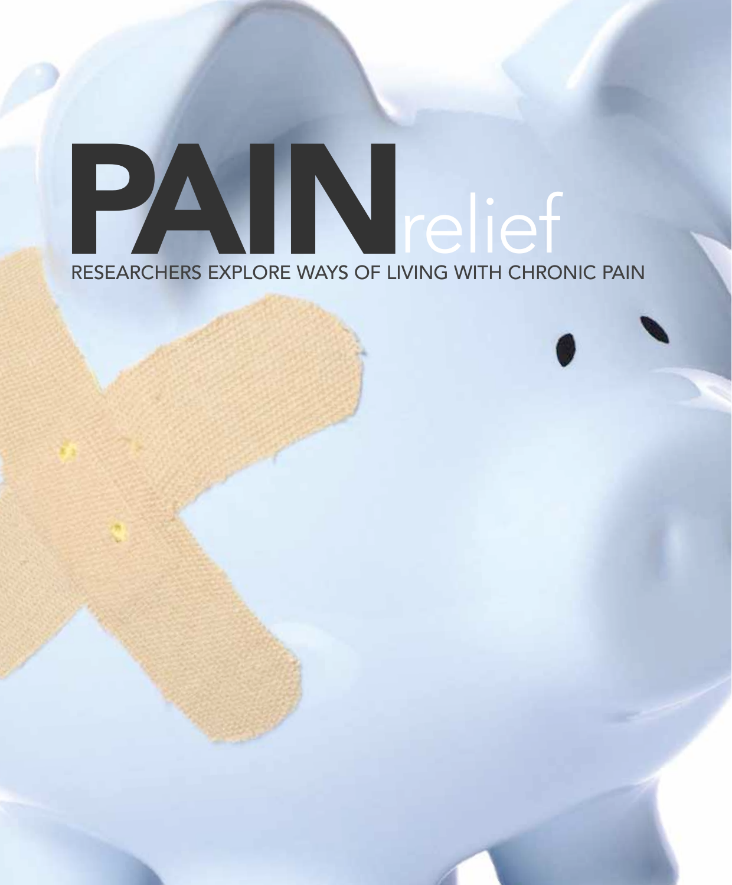# PAIN relief

RESEARCHERS EXPLORE WAYS OF LIVING WITH CHRONIC PAIN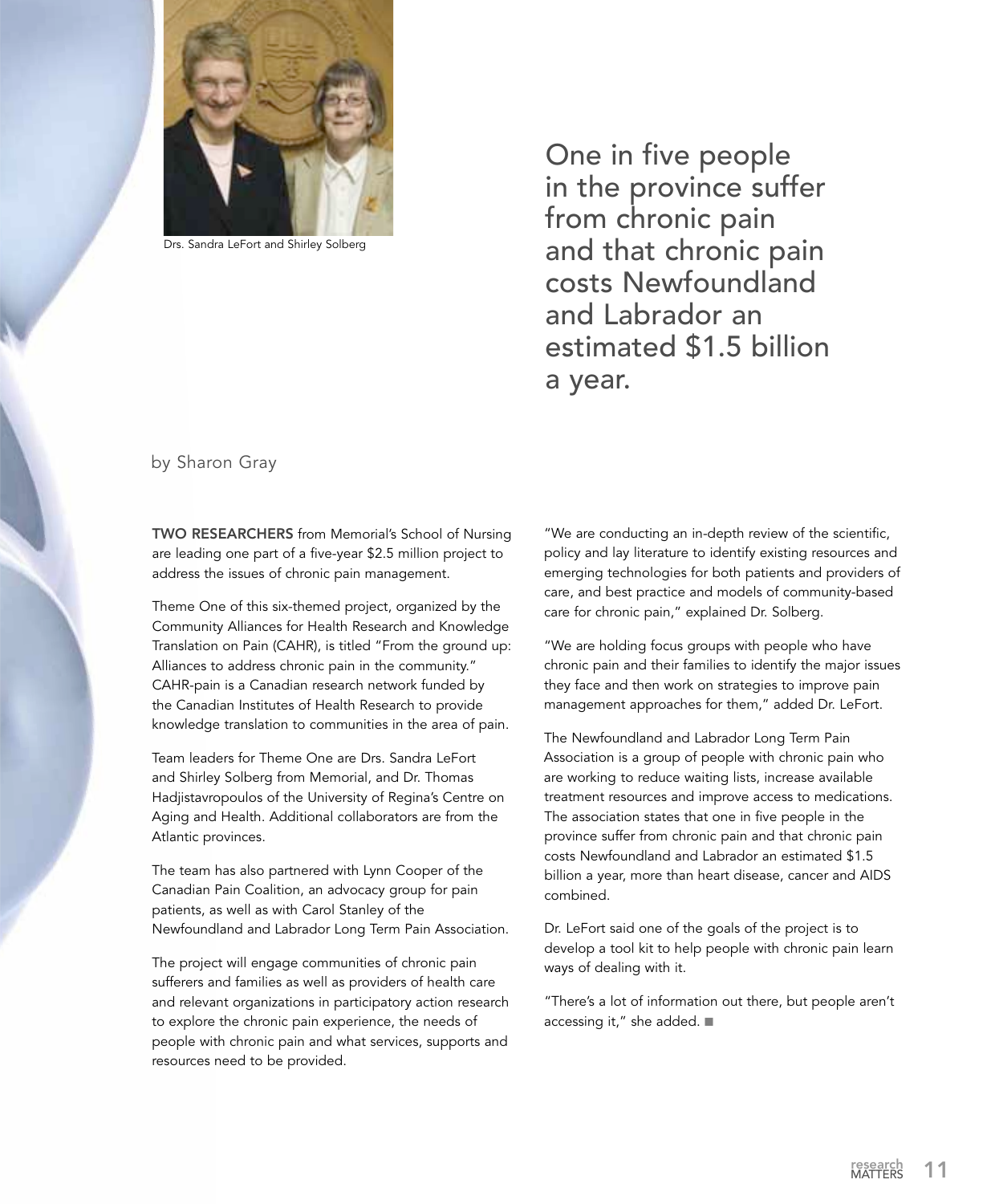Drs. Sandra LeFort and Shirley Solberg

One in five people in the province suffer from chronic pain and that chronic pain costs Newfoundland and Labrador an estimated $1.5 billion a year.

by Sharon Gray

**TWO RESEARCHERS** from Memorial's School of Nursing are leading one part of a five-year $2.5 million project to address the issues of chronic pain management.

Theme One of this six-themed project, organized by the Community Alliances for Health Research and Knowledge Translation on Pain (CAHR), is titled "From the ground up: Alliances to address chronic pain in the community." CAHR-pain is a Canadian research network funded by the Canadian Institutes of Health Research to provide knowledge translation to communities in the area of pain.

Team leaders for Theme One are Drs. Sandra LeFort and Shirley Solberg from Memorial, and Dr. Thomas Hadjistavropoulos of the University of Regina's Centre on Aging and Health. Additional collaborators are from the Atlantic provinces.

The team has also partnered with Lynn Cooper of the Canadian Pain Coalition, an advocacy group for pain patients, as well as with Carol Stanley of the Newfoundland and Labrador Long Term Pain Association.

The project will engage communities of chronic pain sufferers and families as well as providers of health care and relevant organizations in participatory action research to explore the chronic pain experience, the needs of people with chronic pain and what services, supports and resources need to be provided.

"We are conducting an in-depth review of the scientific, policy and lay literature to identify existing resources and emerging technologies for both patients and providers of care, and best practice and models of community-based care for chronic pain," explained Dr. Solberg.

"We are holding focus groups with people who have chronic pain and their families to identify the major issues they face and then work on strategies to improve pain management approaches for them," added Dr. LeFort.

The Newfoundland and Labrador Long Term Pain Association is a group of people with chronic pain who are working to reduce waiting lists, increase available treatment resources and improve access to medications. The association states that one in five people in the province suffer from chronic pain and that chronic pain costs Newfoundland and Labrador an estimated $1.5 billion a year, more than heart disease, cancer and AIDS combined.

Dr. LeFort said one of the goals of the project is to develop a tool kit to help people with chronic pain learn ways of dealing with it.

"There's a lot of information out there, but people aren't accessing it," she added. ■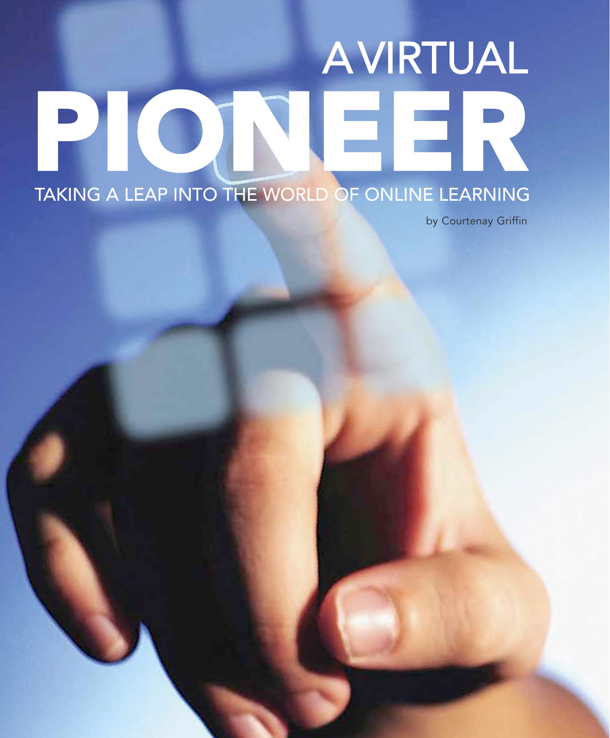# A VIRTUAL PIONEER

## TAKING A LEAP INTO THE WORLD OF ONLINE LEARNING

by Courtenay Griffin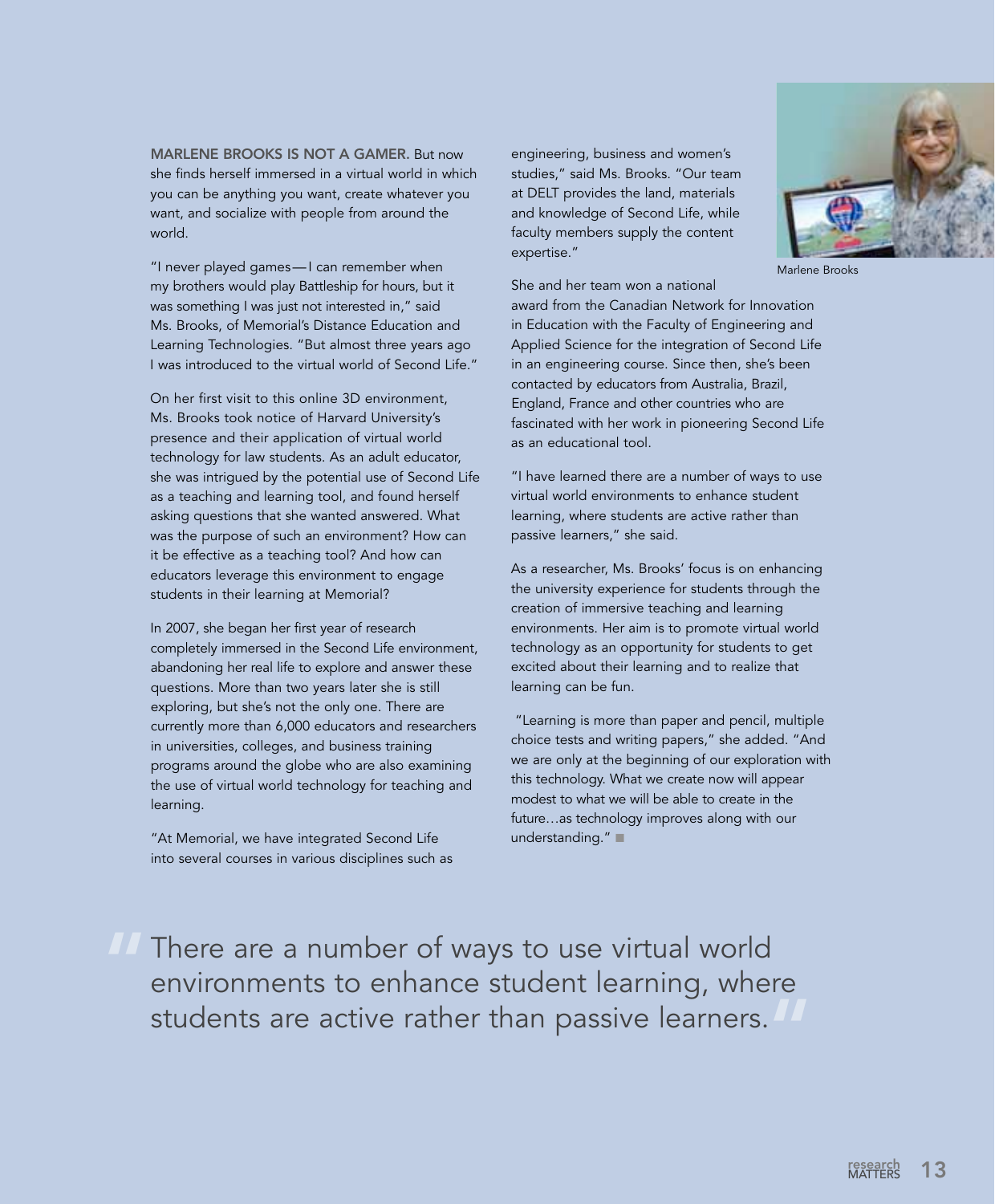**MARLENE BROOKS IS NOT A GAMER.** But now she finds herself immersed in a virtual world in which you can be anything you want, create whatever you want, and socialize with people from around the world.

"I never played games—I can remember when my brothers would play Battleship for hours, but it was something I was just not interested in," said Ms. Brooks, of Memorial's Distance Education and Learning Technologies. "But almost three years ago I was introduced to the virtual world of Second Life."

On her first visit to this online 3D environment, Ms. Brooks took notice of Harvard University's presence and their application of virtual world technology for law students. As an adult educator, she was intrigued by the potential use of Second Life as a teaching and learning tool, and found herself asking questions that she wanted answered. What was the purpose of such an environment? How can it be effective as a teaching tool? And how can educators leverage this environment to engage students in their learning at Memorial?

In 2007, she began her first year of research completely immersed in the Second Life environment, abandoning her real life to explore and answer these questions. More than two years later she is still exploring, but she's not the only one. There are currently more than 6,000 educators and researchers in universities, colleges, and business training programs around the globe who are also examining the use of virtual world technology for teaching and learning.

"At Memorial, we have integrated Second Life into several courses in various disciplines such as engineering, business and women's studies," said Ms. Brooks. "Our team at DELT provides the land, materials and knowledge of Second Life, while faculty members supply the content expertise."

Marlene Brooks

She and her team won a national award from the Canadian Network for Innovation in Education with the Faculty of Engineering and Applied Science for the integration of Second Life in an engineering course. Since then, she's been contacted by educators from Australia, Brazil, England, France and other countries who are fascinated with her work in pioneering Second Life as an educational tool.

"I have learned there are a number of ways to use virtual world environments to enhance student learning, where students are active rather than passive learners," she said.

As a researcher, Ms. Brooks' focus is on enhancing the university experience for students through the creation of immersive teaching and learning environments. Her aim is to promote virtual world technology as an opportunity for students to get excited about their learning and to realize that learning can be fun.

"Learning is more than paper and pencil, multiple choice tests and writing papers," she added. "And we are only at the beginning of our exploration with this technology. What we create now will appear modest to what we will be able to create in the future…as technology improves along with our understanding." ■

> "There are a number of ways to use virtual world environments to enhance student learning, where students are active rather than passive learners."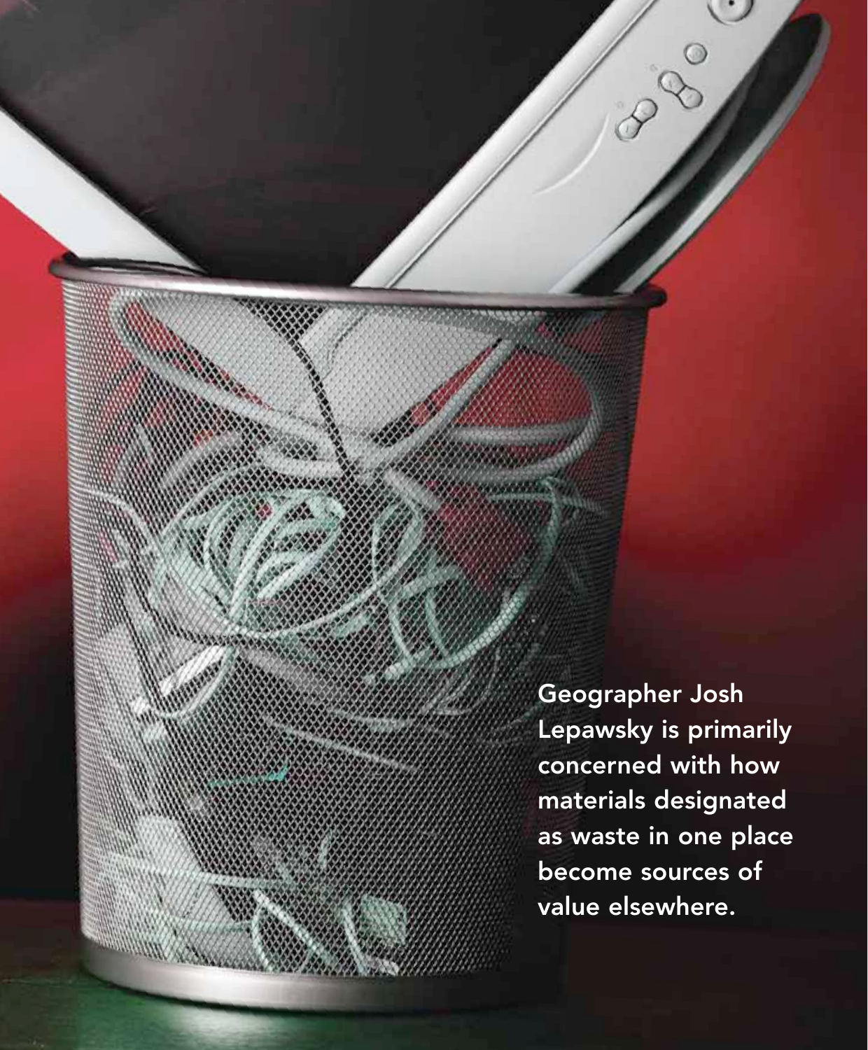Geographer Josh Lepawsky is primarily concerned with how materials designated as waste in one place become sources of value elsewhere.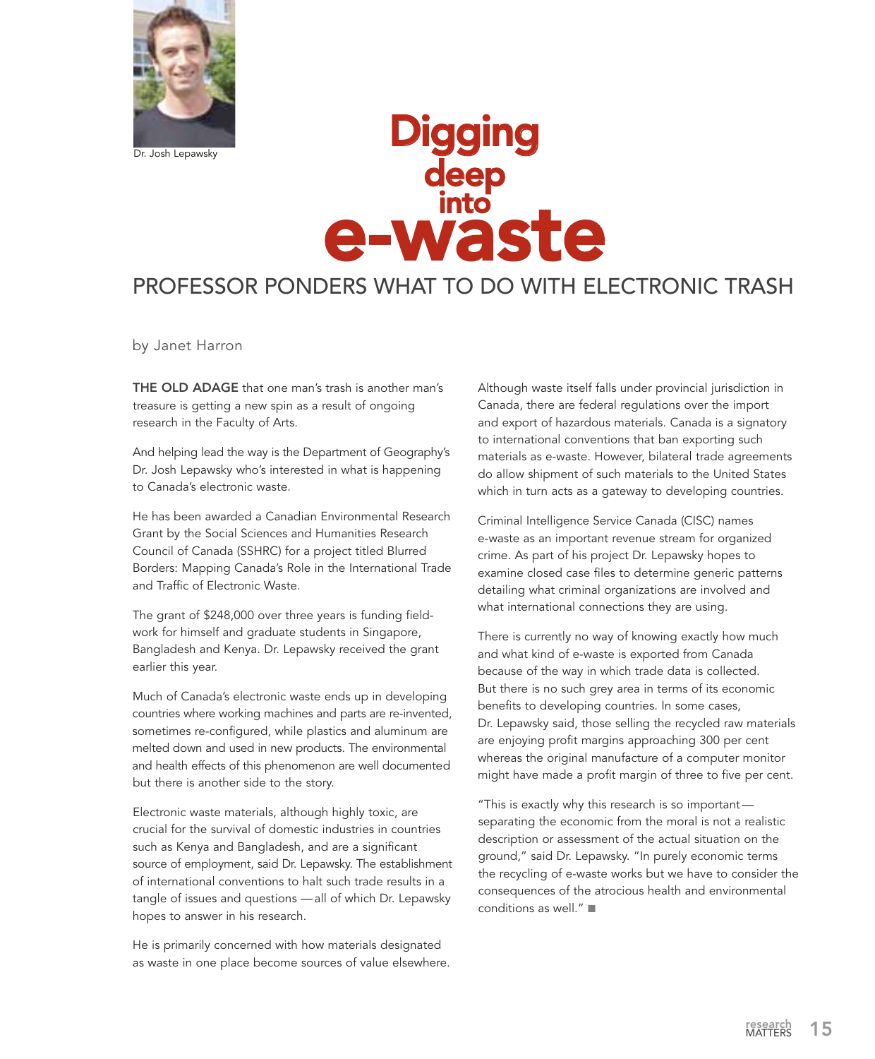Dr. Josh Lepawsky

# Digging deep into e-waste

## PROFESSOR PONDERS WHAT TO DO WITH ELECTRONIC TRASH

by Janet Harron

**THE OLD ADAGE** that one man's trash is another man's treasure is getting a new spin as a result of ongoing research in the Faculty of Arts.

And helping lead the way is the Department of Geography's Dr. Josh Lepawsky who's interested in what is happening to Canada's electronic waste.

He has been awarded a Canadian Environmental Research Grant by the Social Sciences and Humanities Research Council of Canada (SSHRC) for a project titled Blurred Borders: Mapping Canada's Role in the International Trade and Traffic of Electronic Waste.

The grant of $248,000 over three years is funding field-work for himself and graduate students in Singapore, Bangladesh and Kenya. Dr. Lepawsky received the grant earlier this year.

Much of Canada's electronic waste ends up in developing countries where working machines and parts are re-invented, sometimes re-configured, while plastics and aluminum are melted down and used in new products. The environmental and health effects of this phenomenon are well documented but there is another side to the story.

Electronic waste materials, although highly toxic, are crucial for the survival of domestic industries in countries such as Kenya and Bangladesh, and are a significant source of employment, said Dr. Lepawsky. The establishment of international conventions to halt such trade results in a tangle of issues and questions — all of which Dr. Lepawsky hopes to answer in his research.

He is primarily concerned with how materials designated as waste in one place become sources of value elsewhere.

Although waste itself falls under provincial jurisdiction in Canada, there are federal regulations over the import and export of hazardous materials. Canada is a signatory to international conventions that ban exporting such materials as e-waste. However, bilateral trade agreements do allow shipment of such materials to the United States which in turn acts as a gateway to developing countries.

Criminal Intelligence Service Canada (CISC) names e-waste as an important revenue stream for organized crime. As part of his project Dr. Lepawsky hopes to examine closed case files to determine generic patterns detailing what criminal organizations are involved and what international connections they are using.

There is currently no way of knowing exactly how much and what kind of e-waste is exported from Canada because of the way in which trade data is collected. But there is no such grey area in terms of its economic benefits to developing countries. In some cases, Dr. Lepawsky said, those selling the recycled raw materials are enjoying profit margins approaching 300 per cent whereas the original manufacture of a computer monitor might have made a profit margin of three to five per cent.

"This is exactly why this research is so important— separating the economic from the moral is not a realistic description or assessment of the actual situation on the ground," said Dr. Lepawsky. "In purely economic terms the recycling of e-waste works but we have to consider the consequences of the atrocious health and environmental conditions as well." ■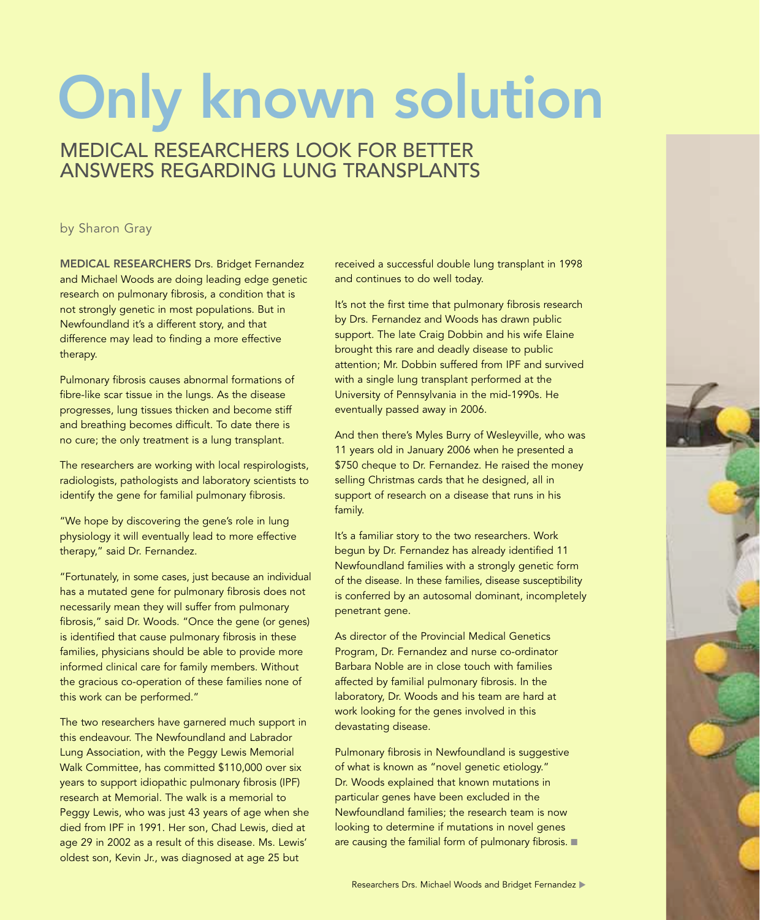# Only known solution

## MEDICAL RESEARCHERS LOOK FOR BETTER ANSWERS REGARDING LUNG TRANSPLANTS

by Sharon Gray

**MEDICAL RESEARCHERS** Drs. Bridget Fernandez and Michael Woods are doing leading edge genetic research on pulmonary fibrosis, a condition that is not strongly genetic in most populations. But in Newfoundland it's a different story, and that difference may lead to finding a more effective therapy.

Pulmonary fibrosis causes abnormal formations of fibre-like scar tissue in the lungs. As the disease progresses, lung tissues thicken and become stiff and breathing becomes difficult. To date there is no cure; the only treatment is a lung transplant.

The researchers are working with local respirologists, radiologists, pathologists and laboratory scientists to identify the gene for familial pulmonary fibrosis.

"We hope by discovering the gene's role in lung physiology it will eventually lead to more effective therapy," said Dr. Fernandez.

"Fortunately, in some cases, just because an individual has a mutated gene for pulmonary fibrosis does not necessarily mean they will suffer from pulmonary fibrosis," said Dr. Woods. "Once the gene (or genes) is identified that cause pulmonary fibrosis in these families, physicians should be able to provide more informed clinical care for family members. Without the gracious co-operation of these families none of this work can be performed."

The two researchers have garnered much support in this endeavour. The Newfoundland and Labrador Lung Association, with the Peggy Lewis Memorial Walk Committee, has committed $110,000 over six years to support idiopathic pulmonary fibrosis (IPF) research at Memorial. The walk is a memorial to Peggy Lewis, who was just 43 years of age when she died from IPF in 1991. Her son, Chad Lewis, died at age 29 in 2002 as a result of this disease. Ms. Lewis' oldest son, Kevin Jr., was diagnosed at age 25 but received a successful double lung transplant in 1998 and continues to do well today.

It's not the first time that pulmonary fibrosis research by Drs. Fernandez and Woods has drawn public support. The late Craig Dobbin and his wife Elaine brought this rare and deadly disease to public attention; Mr. Dobbin suffered from IPF and survived with a single lung transplant performed at the University of Pennsylvania in the mid-1990s. He eventually passed away in 2006.

And then there's Myles Burry of Wesleyville, who was 11 years old in January 2006 when he presented a $750 cheque to Dr. Fernandez. He raised the money selling Christmas cards that he designed, all in support of research on a disease that runs in his family.

It's a familiar story to the two researchers. Work begun by Dr. Fernandez has already identified 11 Newfoundland families with a strongly genetic form of the disease. In these families, disease susceptibility is conferred by an autosomal dominant, incompletely penetrant gene.

As director of the Provincial Medical Genetics Program, Dr. Fernandez and nurse co-ordinator Barbara Noble are in close touch with families affected by familial pulmonary fibrosis. In the laboratory, Dr. Woods and his team are hard at work looking for the genes involved in this devastating disease.

Pulmonary fibrosis in Newfoundland is suggestive of what is known as "novel genetic etiology." Dr. Woods explained that known mutations in particular genes have been excluded in the Newfoundland families; the research team is now looking to determine if mutations in novel genes are causing the familial form of pulmonary fibrosis. ■

Researchers Drs. Michael Woods and Bridget Fernandez ▶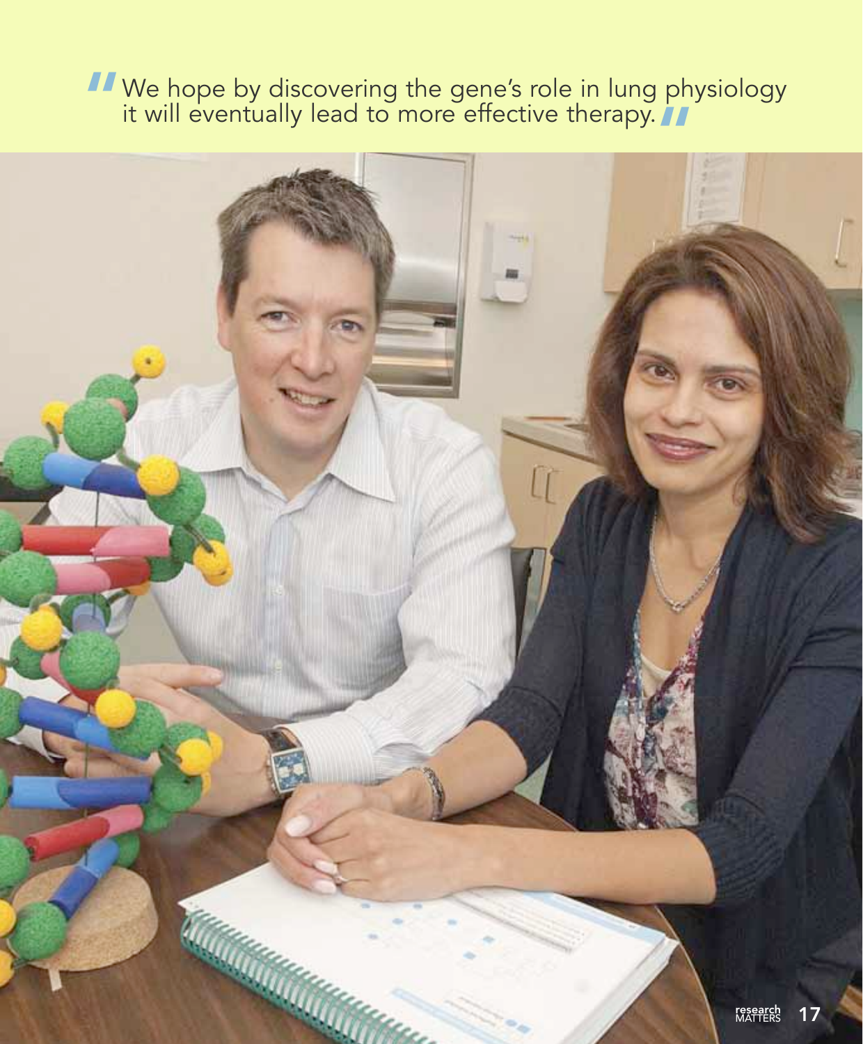"We hope by discovering the gene's role in lung physiology it will eventually lead to more effective therapy."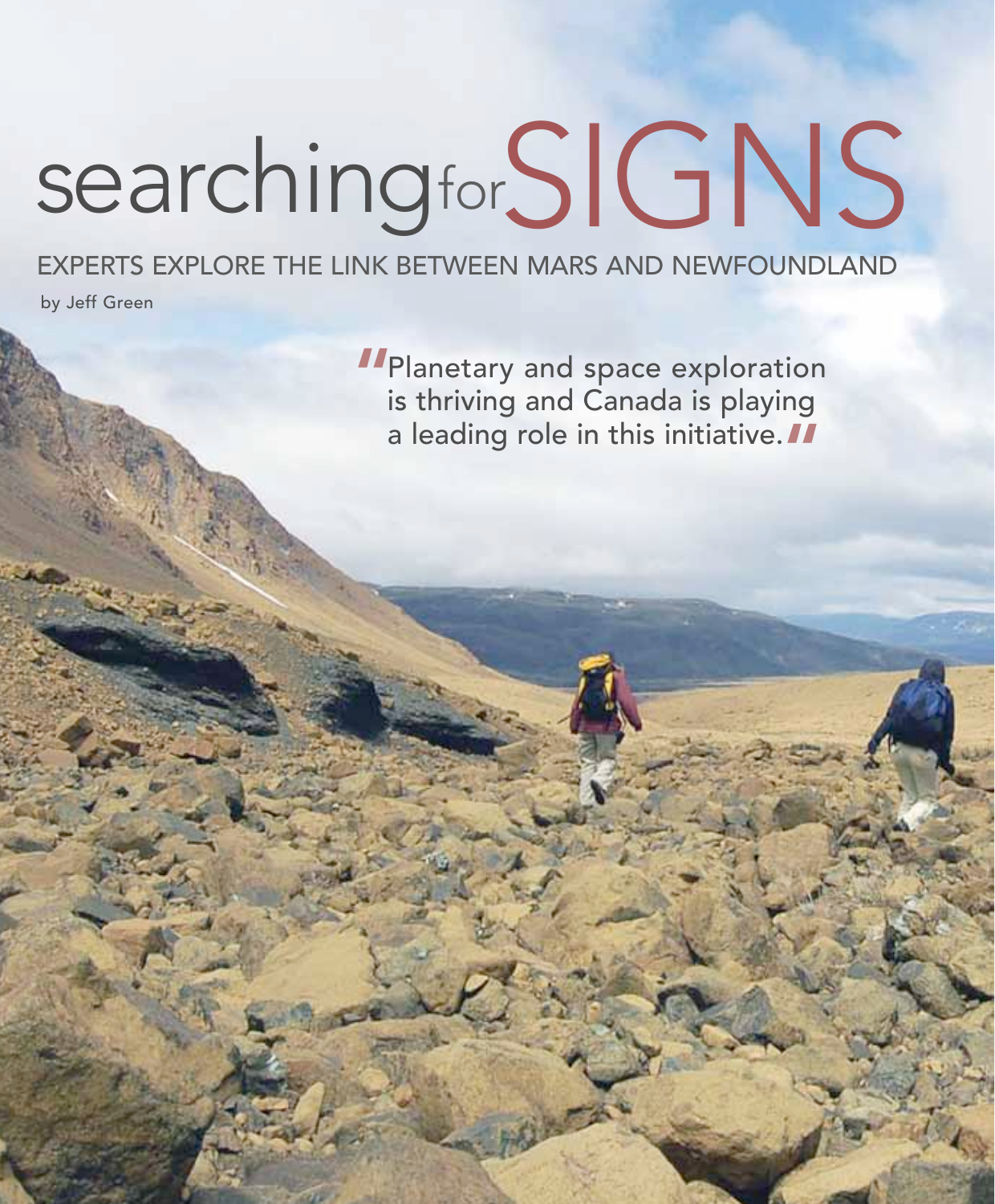# searching for SIGNS

## EXPERTS EXPLORE THE LINK BETWEEN MARS AND NEWFOUNDLAND

by Jeff Green

> "Planetary and space exploration is thriving and Canada is playing a leading role in this initiative."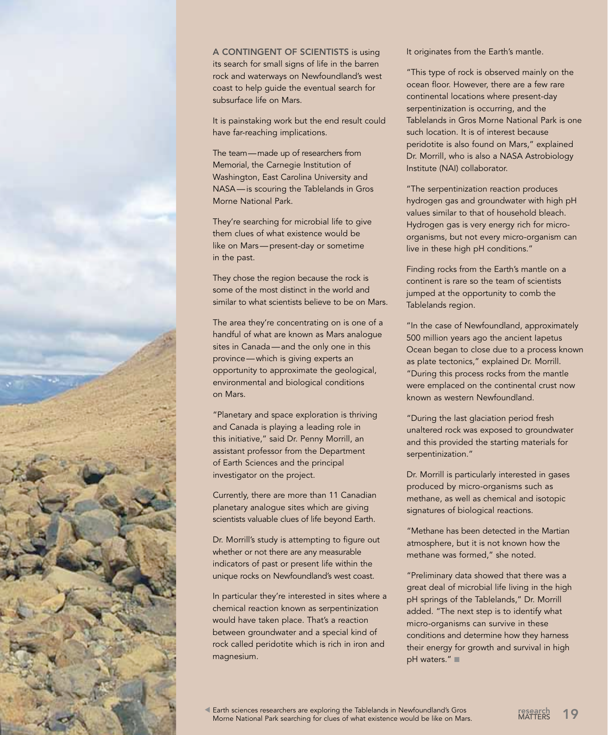**A CONTINGENT OF SCIENTISTS** is using its search for small signs of life in the barren rock and waterways on Newfoundland's west coast to help guide the eventual search for subsurface life on Mars.

It is painstaking work but the end result could have far-reaching implications.

The team—made up of researchers from Memorial, the Carnegie Institution of Washington, East Carolina University and NASA—is scouring the Tablelands in Gros Morne National Park.

They're searching for microbial life to give them clues of what existence would be like on Mars—present-day or sometime in the past.

They chose the region because the rock is some of the most distinct in the world and similar to what scientists believe to be on Mars.

The area they're concentrating on is one of a handful of what are known as Mars analogue sites in Canada—and the only one in this province—which is giving experts an opportunity to approximate the geological, environmental and biological conditions on Mars.

"Planetary and space exploration is thriving and Canada is playing a leading role in this initiative," said Dr. Penny Morrill, an assistant professor from the Department of Earth Sciences and the principal investigator on the project.

Currently, there are more than 11 Canadian planetary analogue sites which are giving scientists valuable clues of life beyond Earth.

Dr. Morrill's study is attempting to figure out whether or not there are any measurable indicators of past or present life within the unique rocks on Newfoundland's west coast.

In particular they're interested in sites where a chemical reaction known as serpentinization would have taken place. That's a reaction between groundwater and a special kind of rock called peridotite which is rich in iron and magnesium. It originates from the Earth's mantle.

"This type of rock is observed mainly on the ocean floor. However, there are a few rare continental locations where present-day serpentinization is occurring, and the Tablelands in Gros Morne National Park is one such location. It is of interest because peridotite is also found on Mars," explained Dr. Morrill, who is also a NASA Astrobiology Institute (NAI) collaborator.

"The serpentinization reaction produces hydrogen gas and groundwater with high pH values similar to that of household bleach. Hydrogen gas is very energy rich for micro-organisms, but not every micro-organism can live in these high pH conditions."

Finding rocks from the Earth's mantle on a continent is rare so the team of scientists jumped at the opportunity to comb the Tablelands region.

"In the case of Newfoundland, approximately 500 million years ago the ancient Iapetus Ocean began to close due to a process known as plate tectonics," explained Dr. Morrill. "During this process rocks from the mantle were emplaced on the continental crust now known as western Newfoundland.

"During the last glaciation period fresh unaltered rock was exposed to groundwater and this provided the starting materials for serpentinization."

Dr. Morrill is particularly interested in gases produced by micro-organisms such as methane, as well as chemical and isotopic signatures of biological reactions.

"Methane has been detected in the Martian atmosphere, but it is not known how the methane was formed," she noted.

"Preliminary data showed that there was a great deal of microbial life living in the high pH springs of the Tablelands," Dr. Morrill added. "The next step is to identify what micro-organisms can survive in these conditions and determine how they harness their energy for growth and survival in high pH waters." ■

Earth sciences researchers are exploring the Tablelands in Newfoundland's Gros Morne National Park searching for clues of what existence would be like on Mars.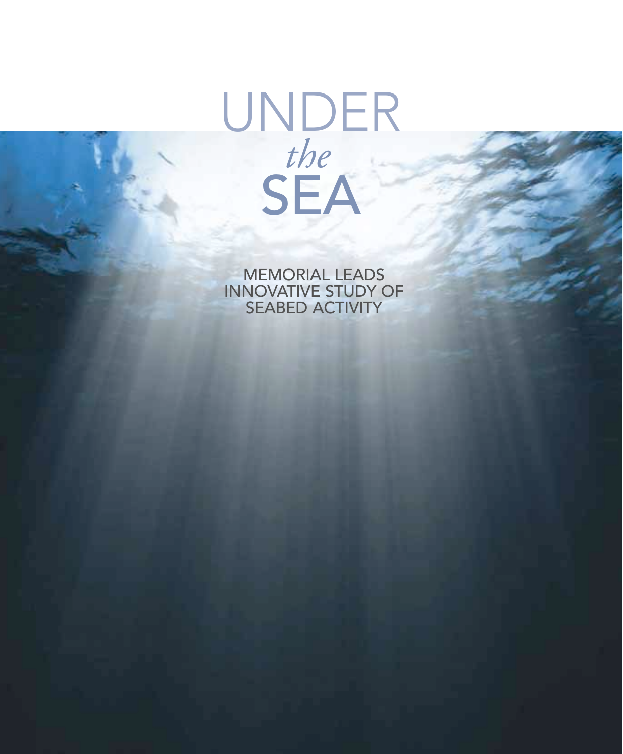# UNDER *the* SEA

MEMORIAL LEADS INNOVATIVE STUDY OF SEABED ACTIVITY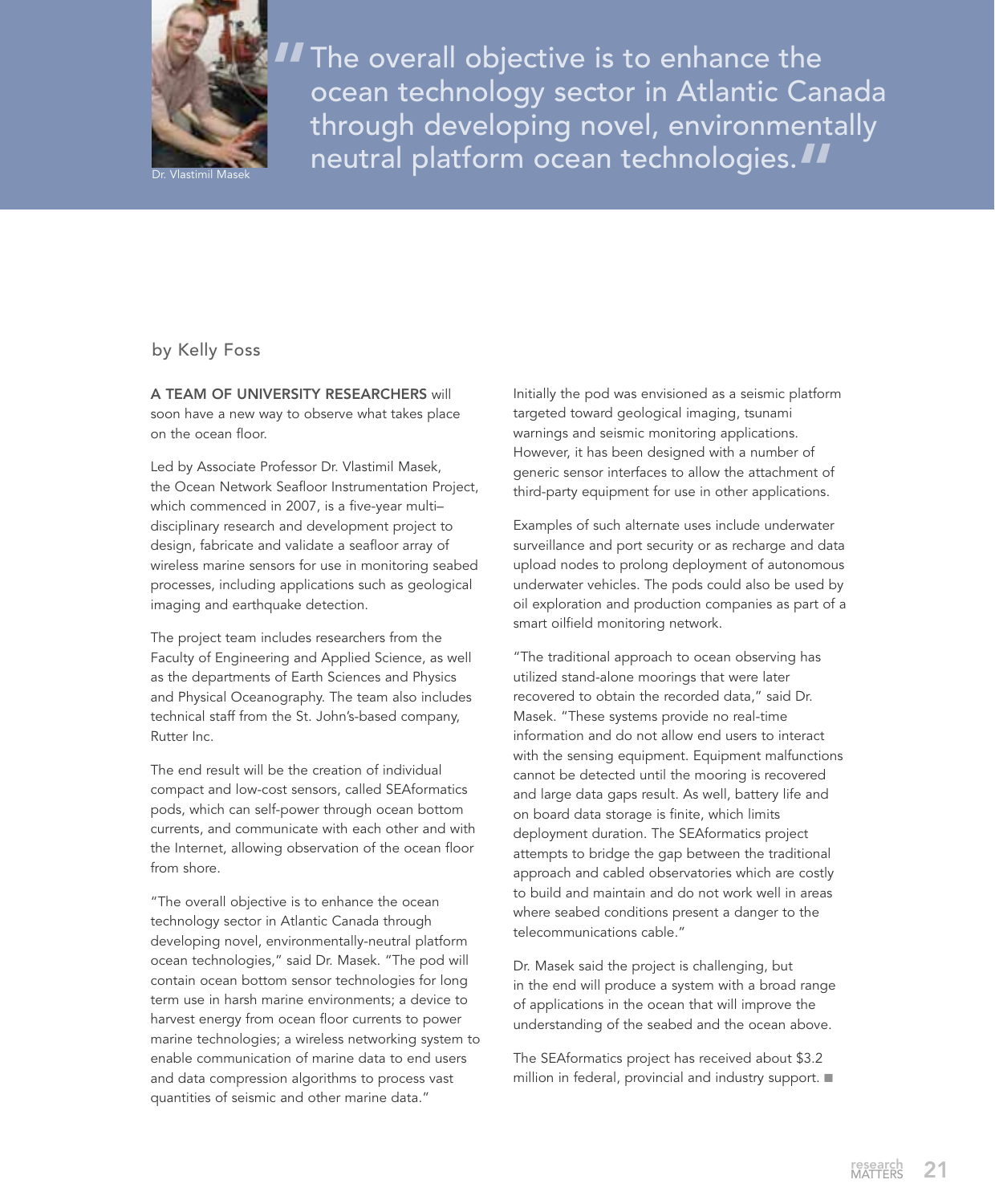Dr. Vlastimil Masek

> "The overall objective is to enhance the ocean technology sector in Atlantic Canada through developing novel, environmentally neutral platform ocean technologies."

by Kelly Foss

**A TEAM OF UNIVERSITY RESEARCHERS** will soon have a new way to observe what takes place on the ocean floor.

Led by Associate Professor Dr. Vlastimil Masek, the Ocean Network Seafloor Instrumentation Project, which commenced in 2007, is a five-year multi–disciplinary research and development project to design, fabricate and validate a seafloor array of wireless marine sensors for use in monitoring seabed processes, including applications such as geological imaging and earthquake detection.

The project team includes researchers from the Faculty of Engineering and Applied Science, as well as the departments of Earth Sciences and Physics and Physical Oceanography. The team also includes technical staff from the St. John's-based company, Rutter Inc.

The end result will be the creation of individual compact and low-cost sensors, called SEAformatics pods, which can self-power through ocean bottom currents, and communicate with each other and with the Internet, allowing observation of the ocean floor from shore.

"The overall objective is to enhance the ocean technology sector in Atlantic Canada through developing novel, environmentally-neutral platform ocean technologies," said Dr. Masek. "The pod will contain ocean bottom sensor technologies for long term use in harsh marine environments; a device to harvest energy from ocean floor currents to power marine technologies; a wireless networking system to enable communication of marine data to end users and data compression algorithms to process vast quantities of seismic and other marine data."

Initially the pod was envisioned as a seismic platform targeted toward geological imaging, tsunami warnings and seismic monitoring applications. However, it has been designed with a number of generic sensor interfaces to allow the attachment of third-party equipment for use in other applications.

Examples of such alternate uses include underwater surveillance and port security or as recharge and data upload nodes to prolong deployment of autonomous underwater vehicles. The pods could also be used by oil exploration and production companies as part of a smart oilfield monitoring network.

"The traditional approach to ocean observing has utilized stand-alone moorings that were later recovered to obtain the recorded data," said Dr. Masek. "These systems provide no real-time information and do not allow end users to interact with the sensing equipment. Equipment malfunctions cannot be detected until the mooring is recovered and large data gaps result. As well, battery life and on board data storage is finite, which limits deployment duration. The SEAformatics project attempts to bridge the gap between the traditional approach and cabled observatories which are costly to build and maintain and do not work well in areas where seabed conditions present a danger to the telecommunications cable."

Dr. Masek said the project is challenging, but in the end will produce a system with a broad range of applications in the ocean that will improve the understanding of the seabed and the ocean above.

The SEAformatics project has received about $3.2 million in federal, provincial and industry support. ■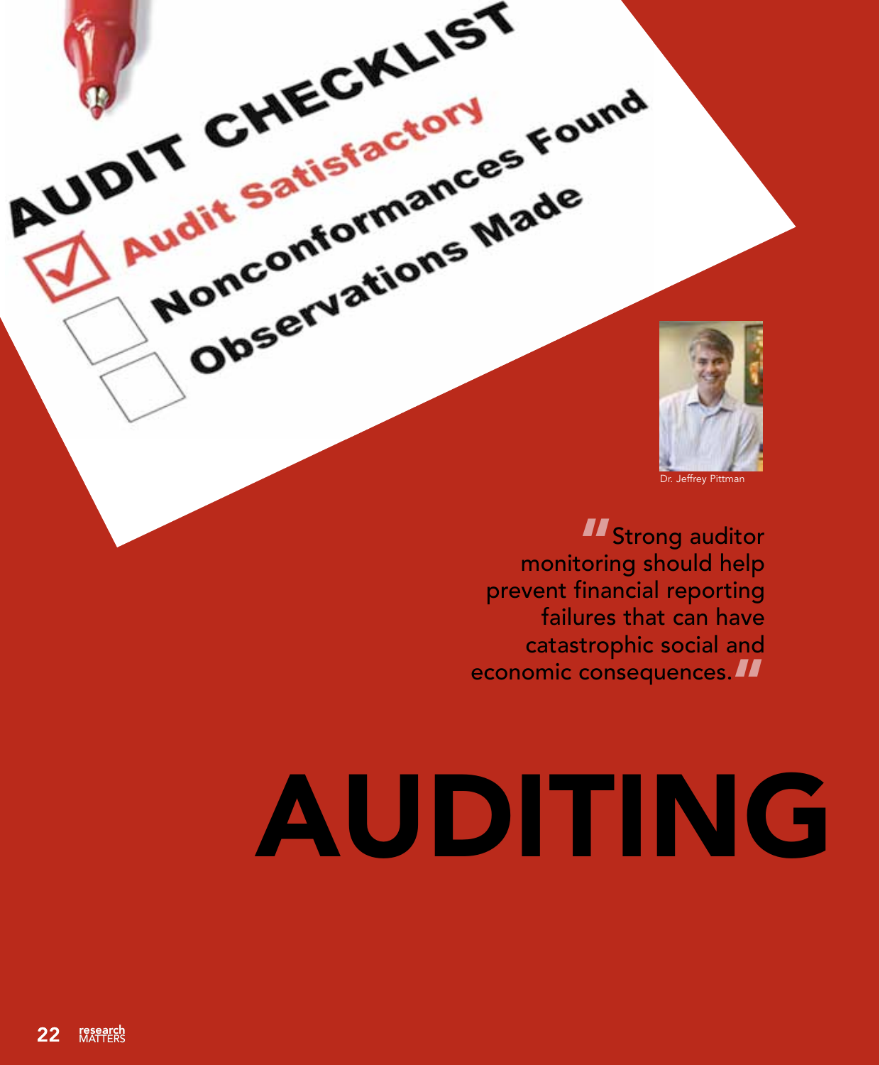Dr. Jeffrey Pittman

> "Strong auditor monitoring should help prevent financial reporting failures that can have catastrophic social and economic consequences."

# AUDITING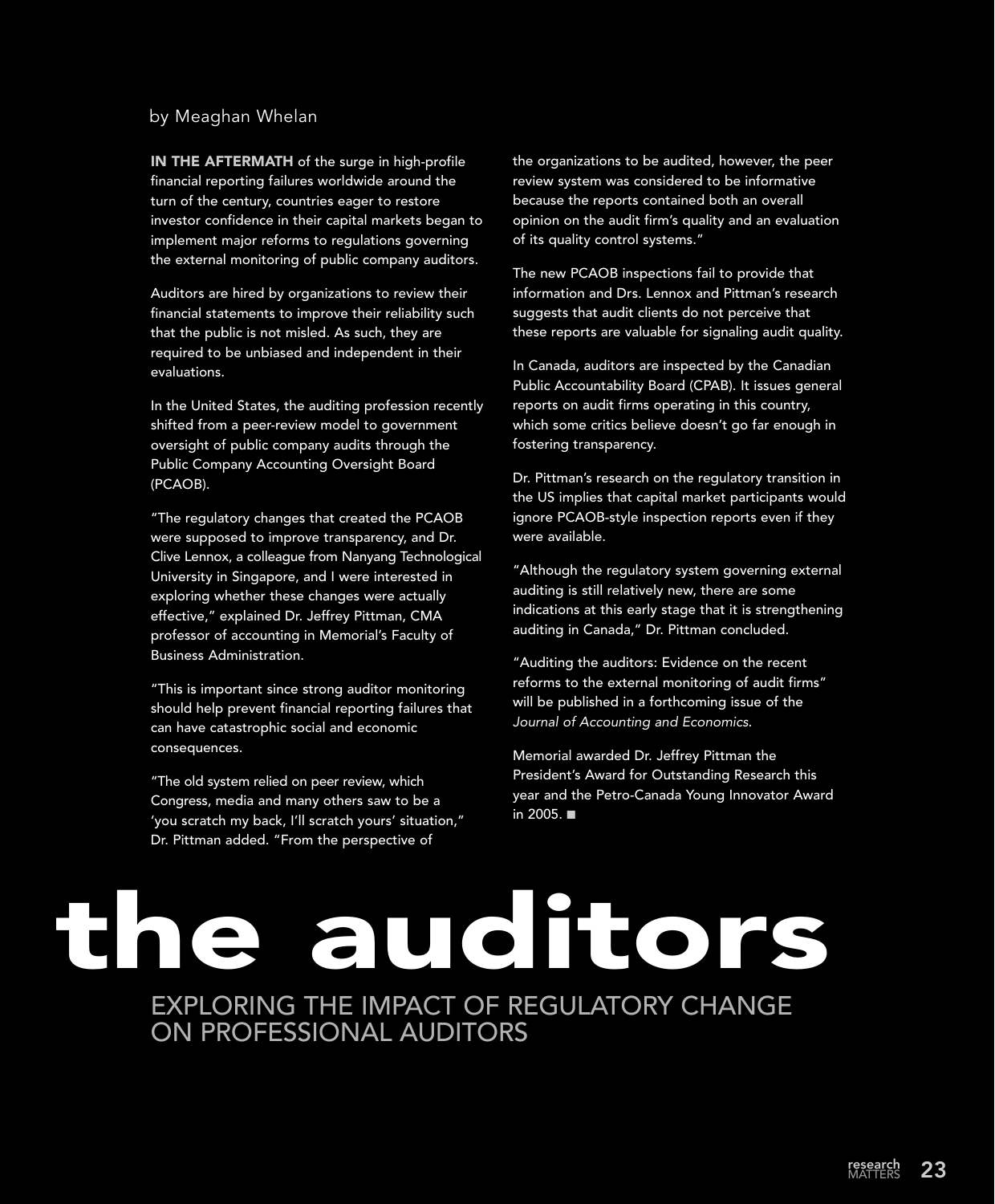# the auditors

## EXPLORING THE IMPACT OF REGULATORY CHANGE ON PROFESSIONAL AUDITORS

by Meaghan Whelan

**IN THE AFTERMATH** of the surge in high-profile financial reporting failures worldwide around the turn of the century, countries eager to restore investor confidence in their capital markets began to implement major reforms to regulations governing the external monitoring of public company auditors.

Auditors are hired by organizations to review their financial statements to improve their reliability such that the public is not misled. As such, they are required to be unbiased and independent in their evaluations.

In the United States, the auditing profession recently shifted from a peer-review model to government oversight of public company audits through the Public Company Accounting Oversight Board (PCAOB).

"The regulatory changes that created the PCAOB were supposed to improve transparency, and Dr. Clive Lennox, a colleague from Nanyang Technological University in Singapore, and I were interested in exploring whether these changes were actually effective," explained Dr. Jeffrey Pittman, CMA professor of accounting in Memorial's Faculty of Business Administration.

"This is important since strong auditor monitoring should help prevent financial reporting failures that can have catastrophic social and economic consequences.

"The old system relied on peer review, which Congress, media and many others saw to be a 'you scratch my back, I'll scratch yours' situation," Dr. Pittman added. "From the perspective of the organizations to be audited, however, the peer review system was considered to be informative because the reports contained both an overall opinion on the audit firm's quality and an evaluation of its quality control systems."

The new PCAOB inspections fail to provide that information and Drs. Lennox and Pittman's research suggests that audit clients do not perceive that these reports are valuable for signaling audit quality.

In Canada, auditors are inspected by the Canadian Public Accountability Board (CPAB). It issues general reports on audit firms operating in this country, which some critics believe doesn't go far enough in fostering transparency.

Dr. Pittman's research on the regulatory transition in the US implies that capital market participants would ignore PCAOB-style inspection reports even if they were available.

"Although the regulatory system governing external auditing is still relatively new, there are some indications at this early stage that it is strengthening auditing in Canada," Dr. Pittman concluded.

"Auditing the auditors: Evidence on the recent reforms to the external monitoring of audit firms" will be published in a forthcoming issue of the *Journal of Accounting and Economics*.

Memorial awarded Dr. Jeffrey Pittman the President's Award for Outstanding Research this year and the Petro-Canada Young Innovator Award in 2005. ■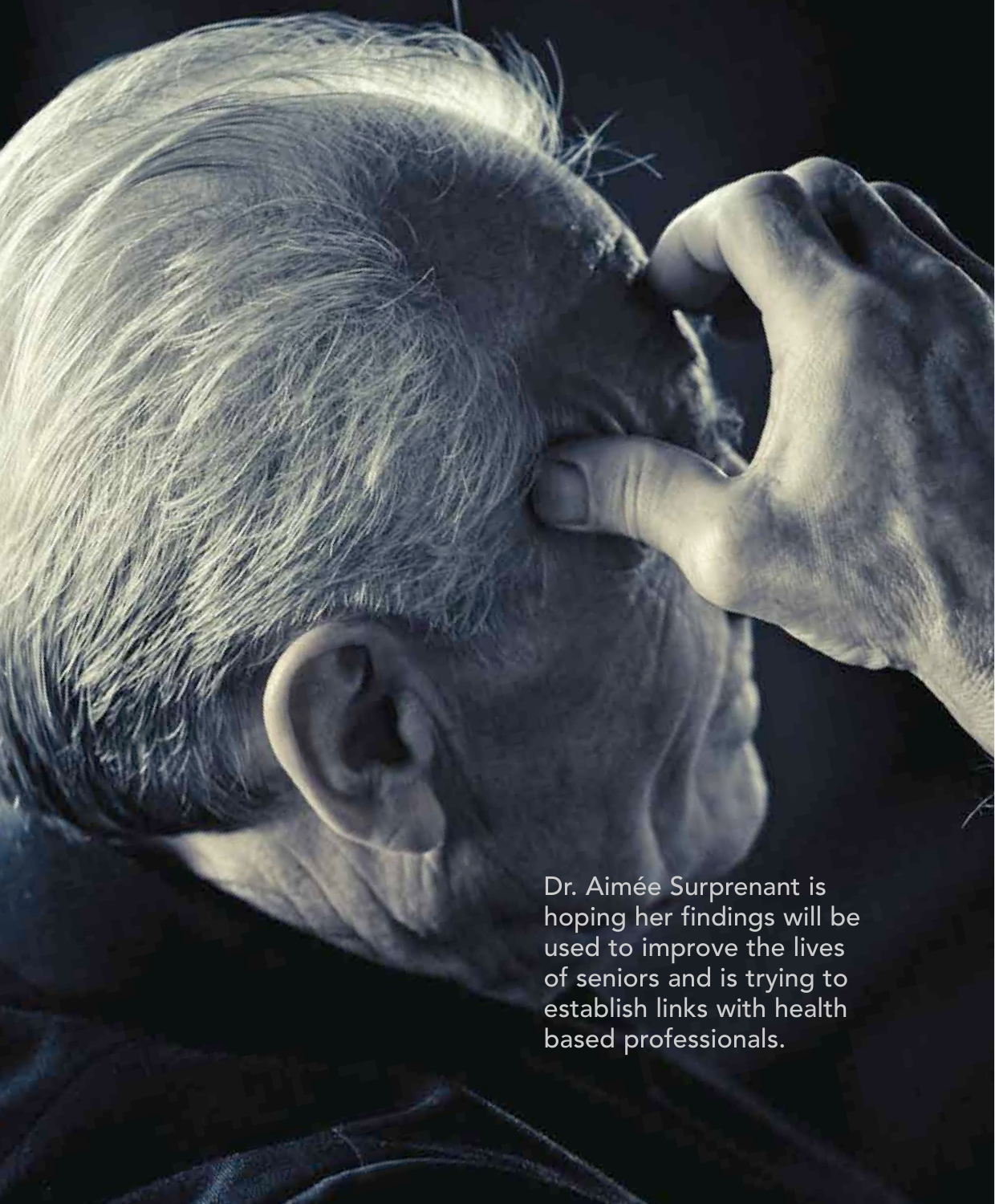Dr. Aimée Surprenant is hoping her findings will be used to improve the lives of seniors and is trying to establish links with health based professionals.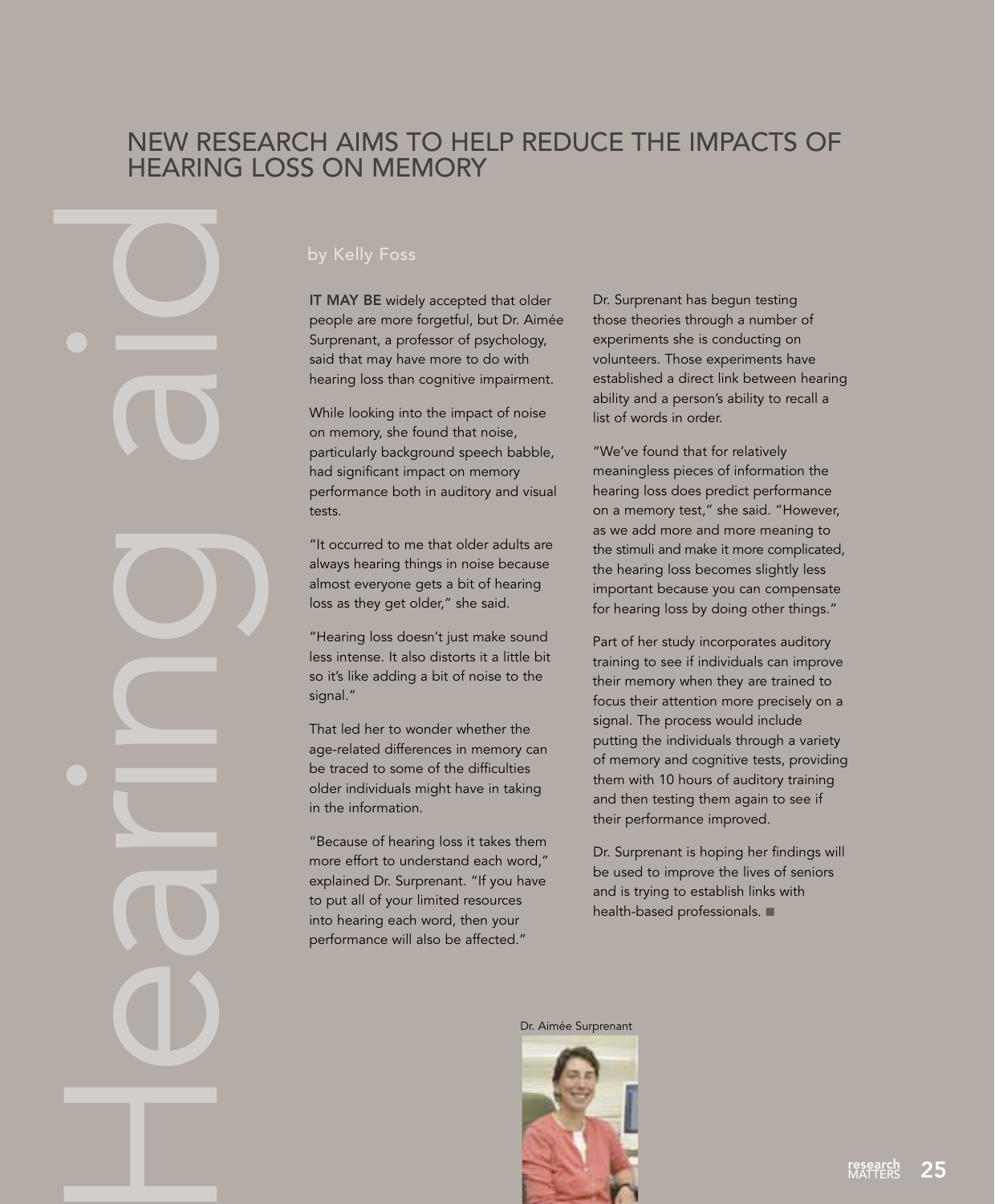# Hearing aid

## NEW RESEARCH AIMS TO HELP REDUCE THE IMPACTS OF HEARING LOSS ON MEMORY

by Kelly Foss

**IT MAY BE** widely accepted that older people are more forgetful, but Dr. Aimée Surprenant, a professor of psychology, said that may have more to do with hearing loss than cognitive impairment.

While looking into the impact of noise on memory, she found that noise, particularly background speech babble, had significant impact on memory performance both in auditory and visual tests.

"It occurred to me that older adults are always hearing things in noise because almost everyone gets a bit of hearing loss as they get older," she said.

"Hearing loss doesn't just make sound less intense. It also distorts it a little bit so it's like adding a bit of noise to the signal."

That led her to wonder whether the age-related differences in memory can be traced to some of the difficulties older individuals might have in taking in the information.

"Because of hearing loss it takes them more effort to understand each word," explained Dr. Surprenant. "If you have to put all of your limited resources into hearing each word, then your performance will also be affected."

Dr. Surprenant has begun testing those theories through a number of experiments she is conducting on volunteers. Those experiments have established a direct link between hearing ability and a person's ability to recall a list of words in order.

"We've found that for relatively meaningless pieces of information the hearing loss does predict performance on a memory test," she said. "However, as we add more and more meaning to the stimuli and make it more complicated, the hearing loss becomes slightly less important because you can compensate for hearing loss by doing other things."

Part of her study incorporates auditory training to see if individuals can improve their memory when they are trained to focus their attention more precisely on a signal. The process would include putting the individuals through a variety of memory and cognitive tests, providing them with 10 hours of auditory training and then testing them again to see if their performance improved.

Dr. Surprenant is hoping her findings will be used to improve the lives of seniors and is trying to establish links with health-based professionals. ■

Dr. Aimée Surprenant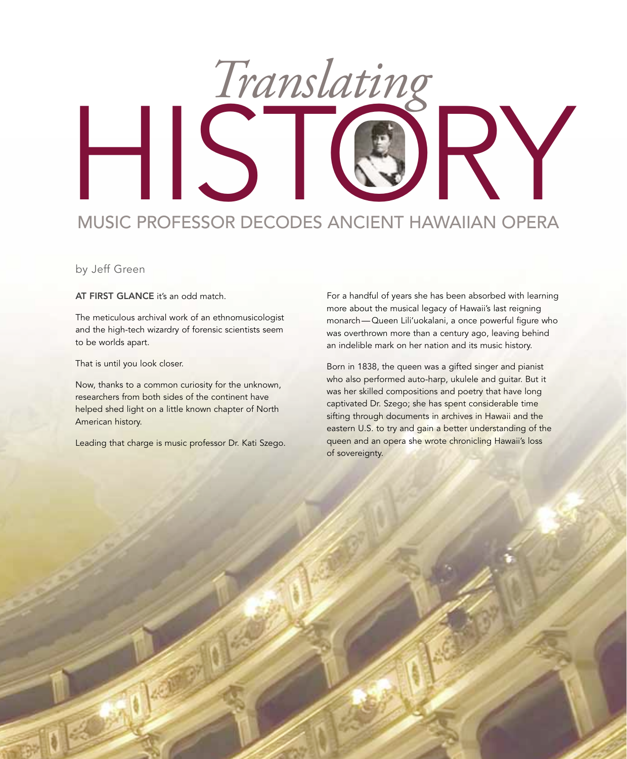# *Translating* HISTORY

## MUSIC PROFESSOR DECODES ANCIENT HAWAIIAN OPERA

by Jeff Green

**AT FIRST GLANCE** it's an odd match.

The meticulous archival work of an ethnomusicologist and the high-tech wizardry of forensic scientists seem to be worlds apart.

That is until you look closer.

Now, thanks to a common curiosity for the unknown, researchers from both sides of the continent have helped shed light on a little known chapter of North American history.

Leading that charge is music professor Dr. Kati Szego.

For a handful of years she has been absorbed with learning more about the musical legacy of Hawaii's last reigning monarch — Queen Lili'uokalani, a once powerful figure who was overthrown more than a century ago, leaving behind an indelible mark on her nation and its music history.

Born in 1838, the queen was a gifted singer and pianist who also performed auto-harp, ukulele and guitar. But it was her skilled compositions and poetry that have long captivated Dr. Szego; she has spent considerable time sifting through documents in archives in Hawaii and the eastern U.S. to try and gain a better understanding of the queen and an opera she wrote chronicling Hawaii's loss of sovereignty.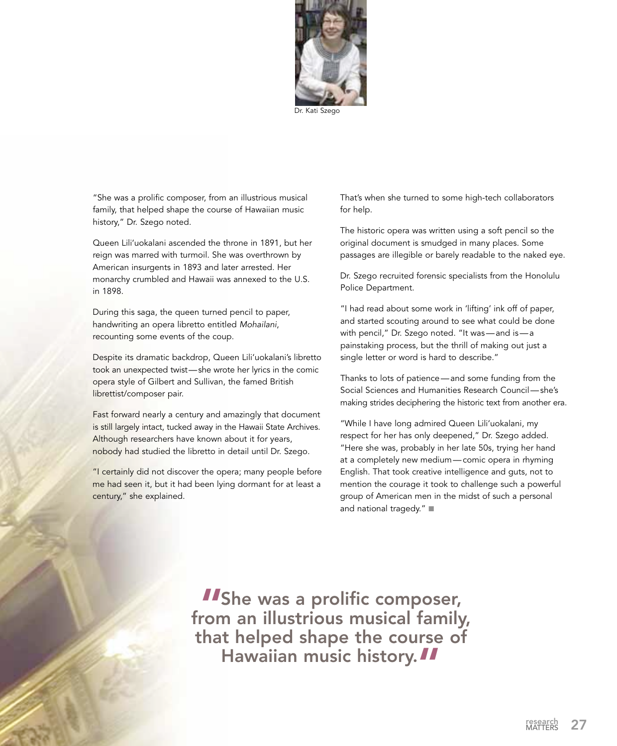Dr. Kati Szego

"She was a prolific composer, from an illustrious musical family, that helped shape the course of Hawaiian music history," Dr. Szego noted.

Queen Lili'uokalani ascended the throne in 1891, but her reign was marred with turmoil. She was overthrown by American insurgents in 1893 and later arrested. Her monarchy crumbled and Hawaii was annexed to the U.S. in 1898.

During this saga, the queen turned pencil to paper, handwriting an opera libretto entitled *Mohailani*, recounting some events of the coup.

Despite its dramatic backdrop, Queen Lili'uokalani's libretto took an unexpected twist—she wrote her lyrics in the comic opera style of Gilbert and Sullivan, the famed British librettist/composer pair.

Fast forward nearly a century and amazingly that document is still largely intact, tucked away in the Hawaii State Archives. Although researchers have known about it for years, nobody had studied the libretto in detail until Dr. Szego.

"I certainly did not discover the opera; many people before me had seen it, but it had been lying dormant for at least a century," she explained.

That's when she turned to some high-tech collaborators for help.

The historic opera was written using a soft pencil so the original document is smudged in many places. Some passages are illegible or barely readable to the naked eye.

Dr. Szego recruited forensic specialists from the Honolulu Police Department.

"I had read about some work in 'lifting' ink off of paper, and started scouting around to see what could be done with pencil," Dr. Szego noted. "It was—and is—a painstaking process, but the thrill of making out just a single letter or word is hard to describe."

Thanks to lots of patience—and some funding from the Social Sciences and Humanities Research Council—she's making strides deciphering the historic text from another era.

"While I have long admired Queen Lili'uokalani, my respect for her has only deepened," Dr. Szego added. "Here she was, probably in her late 50s, trying her hand at a completely new medium—comic opera in rhyming English. That took creative intelligence and guts, not to mention the courage it took to challenge such a powerful group of American men in the midst of such a personal and national tragedy." ■

> "She was a prolific composer, from an illustrious musical family, that helped shape the course of Hawaiian music history."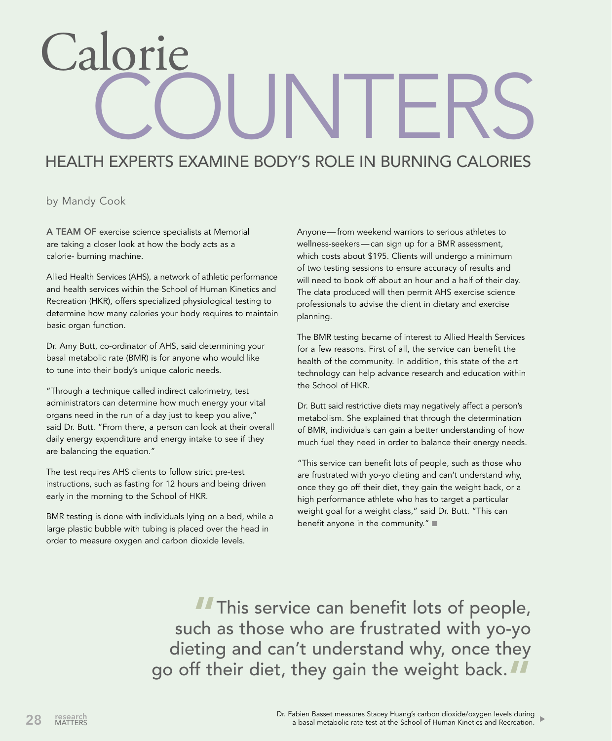# Calorie COUNTERS

## HEALTH EXPERTS EXAMINE BODY'S ROLE IN BURNING CALORIES

by Mandy Cook

**A TEAM OF** exercise science specialists at Memorial are taking a closer look at how the body acts as a calorie- burning machine.

Allied Health Services (AHS), a network of athletic performance and health services within the School of Human Kinetics and Recreation (HKR), offers specialized physiological testing to determine how many calories your body requires to maintain basic organ function.

Dr. Amy Butt, co-ordinator of AHS, said determining your basal metabolic rate (BMR) is for anyone who would like to tune into their body's unique caloric needs.

"Through a technique called indirect calorimetry, test administrators can determine how much energy your vital organs need in the run of a day just to keep you alive," said Dr. Butt. "From there, a person can look at their overall daily energy expenditure and energy intake to see if they are balancing the equation."

The test requires AHS clients to follow strict pre-test instructions, such as fasting for 12 hours and being driven early in the morning to the School of HKR.

BMR testing is done with individuals lying on a bed, while a large plastic bubble with tubing is placed over the head in order to measure oxygen and carbon dioxide levels.

Anyone — from weekend warriors to serious athletes to wellness-seekers — can sign up for a BMR assessment, which costs about $195. Clients will undergo a minimum of two testing sessions to ensure accuracy of results and will need to book off about an hour and a half of their day. The data produced will then permit AHS exercise science professionals to advise the client in dietary and exercise planning.

The BMR testing became of interest to Allied Health Services for a few reasons. First of all, the service can benefit the health of the community. In addition, this state of the art technology can help advance research and education within the School of HKR.

Dr. Butt said restrictive diets may negatively affect a person's metabolism. She explained that through the determination of BMR, individuals can gain a better understanding of how much fuel they need in order to balance their energy needs.

"This service can benefit lots of people, such as those who are frustrated with yo-yo dieting and can't understand why, once they go off their diet, they gain the weight back, or a high performance athlete who has to target a particular weight goal for a weight class," said Dr. Butt. "This can benefit anyone in the community." ■

> "This service can benefit lots of people, such as those who are frustrated with yo-yo dieting and can't understand why, once they go off their diet, they gain the weight back."

Dr. Fabien Basset measures Stacey Huang's carbon dioxide/oxygen levels during a basal metabolic rate test at the School of Human Kinetics and Recreation.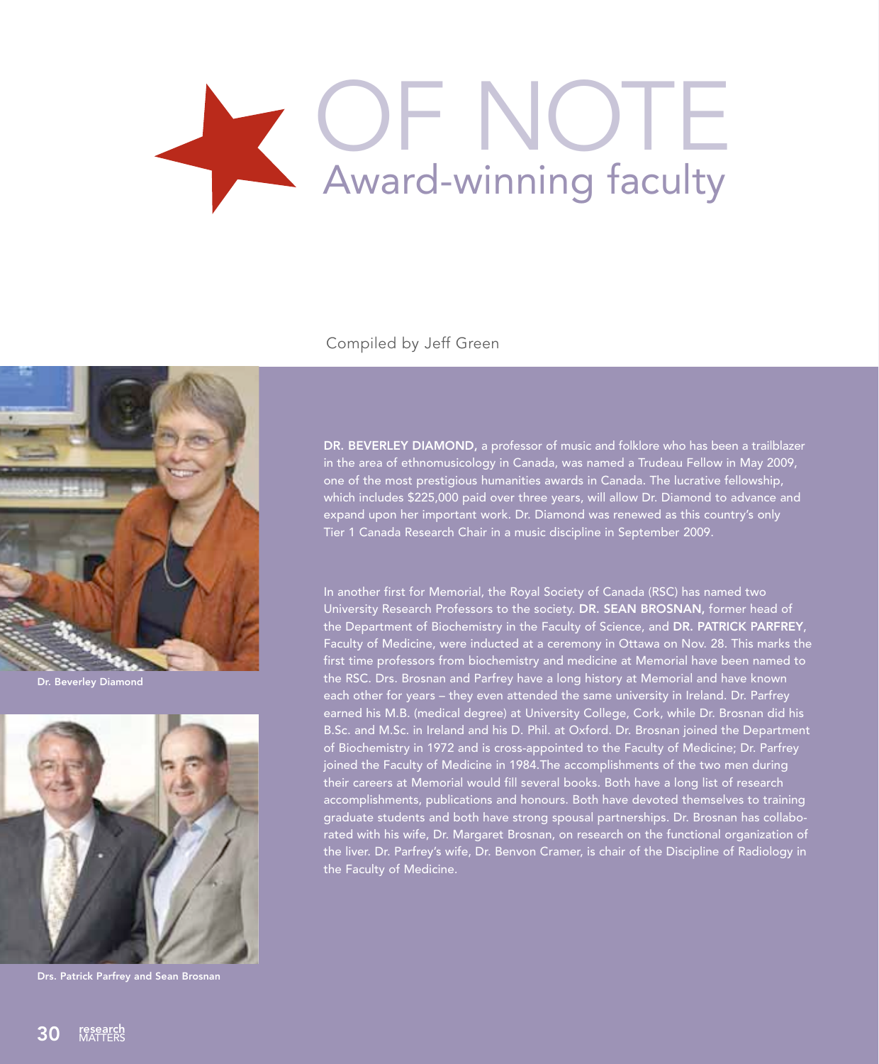# OF NOTE

## Award-winning faculty

Compiled by Jeff Green

**DR. BEVERLEY DIAMOND,** a professor of music and folklore who has been a trailblazer in the area of ethnomusicology in Canada, was named a Trudeau Fellow in May 2009, one of the most prestigious humanities awards in Canada. The lucrative fellowship, which includes $225,000 paid over three years, will allow Dr. Diamond to advance and expand upon her important work. Dr. Diamond was renewed as this country's only Tier 1 Canada Research Chair in a music discipline in September 2009.

Dr. Beverley Diamond

In another first for Memorial, the Royal Society of Canada (RSC) has named two University Research Professors to the society. **DR. SEAN BROSNAN,** former head of the Department of Biochemistry in the Faculty of Science, and **DR. PATRICK PARFREY**, Faculty of Medicine, were inducted at a ceremony in Ottawa on Nov. 28. This marks the first time professors from biochemistry and medicine at Memorial have been named to the RSC. Drs. Brosnan and Parfrey have a long history at Memorial and have known each other for years – they even attended the same university in Ireland. Dr. Parfrey earned his M.B. (medical degree) at University College, Cork, while Dr. Brosnan did his B.Sc. and M.Sc. in Ireland and his D. Phil. at Oxford. Dr. Brosnan joined the Department of Biochemistry in 1972 and is cross-appointed to the Faculty of Medicine; Dr. Parfrey joined the Faculty of Medicine in 1984.The accomplishments of the two men during their careers at Memorial would fill several books. Both have a long list of research accomplishments, publications and honours. Both have devoted themselves to training graduate students and both have strong spousal partnerships. Dr. Brosnan has collaborated with his wife, Dr. Margaret Brosnan, on research on the functional organization of the liver. Dr. Parfrey's wife, Dr. Benvon Cramer, is chair of the Discipline of Radiology in the Faculty of Medicine.

Drs. Patrick Parfrey and Sean Brosnan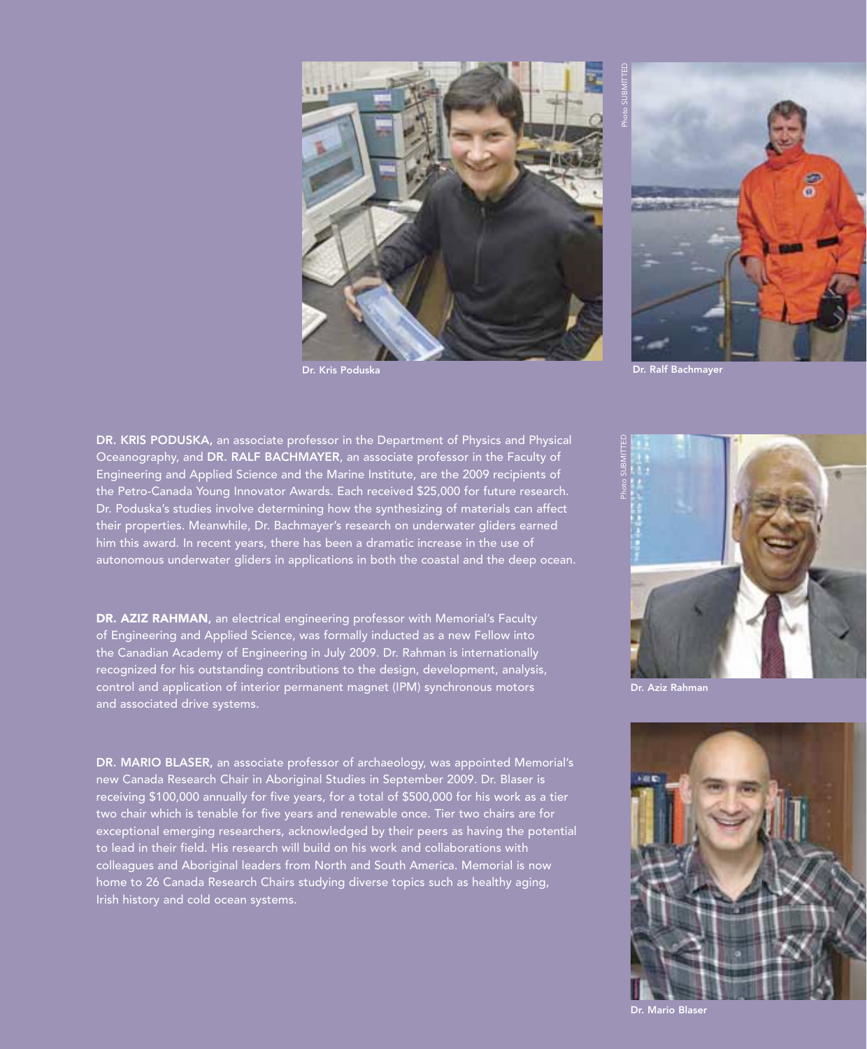Dr. Kris Poduska

Photo SUBMITTED

Dr. Ralf Bachmayer

**DR. KRIS PODUSKA,** an associate professor in the Department of Physics and Physical Oceanography, and **DR. RALF BACHMAYER**, an associate professor in the Faculty of Engineering and Applied Science and the Marine Institute, are the 2009 recipients of the Petro-Canada Young Innovator Awards. Each received $25,000 for future research. Dr. Poduska's studies involve determining how the synthesizing of materials can affect their properties. Meanwhile, Dr. Bachmayer's research on underwater gliders earned him this award. In recent years, there has been a dramatic increase in the use of autonomous underwater gliders in applications in both the coastal and the deep ocean.

Photo SUBMITTED

Dr. Aziz Rahman

**DR. AZIZ RAHMAN,** an electrical engineering professor with Memorial's Faculty of Engineering and Applied Science, was formally inducted as a new Fellow into the Canadian Academy of Engineering in July 2009. Dr. Rahman is internationally recognized for his outstanding contributions to the design, development, analysis, control and application of interior permanent magnet (IPM) synchronous motors and associated drive systems.

**DR. MARIO BLASER,** an associate professor of archaeology, was appointed Memorial's new Canada Research Chair in Aboriginal Studies in September 2009. Dr. Blaser is receiving $100,000 annually for five years, for a total of $500,000 for his work as a tier two chair which is tenable for five years and renewable once. Tier two chairs are for exceptional emerging researchers, acknowledged by their peers as having the potential to lead in their field. His research will build on his work and collaborations with colleagues and Aboriginal leaders from North and South America. Memorial is now home to 26 Canada Research Chairs studying diverse topics such as healthy aging, Irish history and cold ocean systems.

Dr. Mario Blaser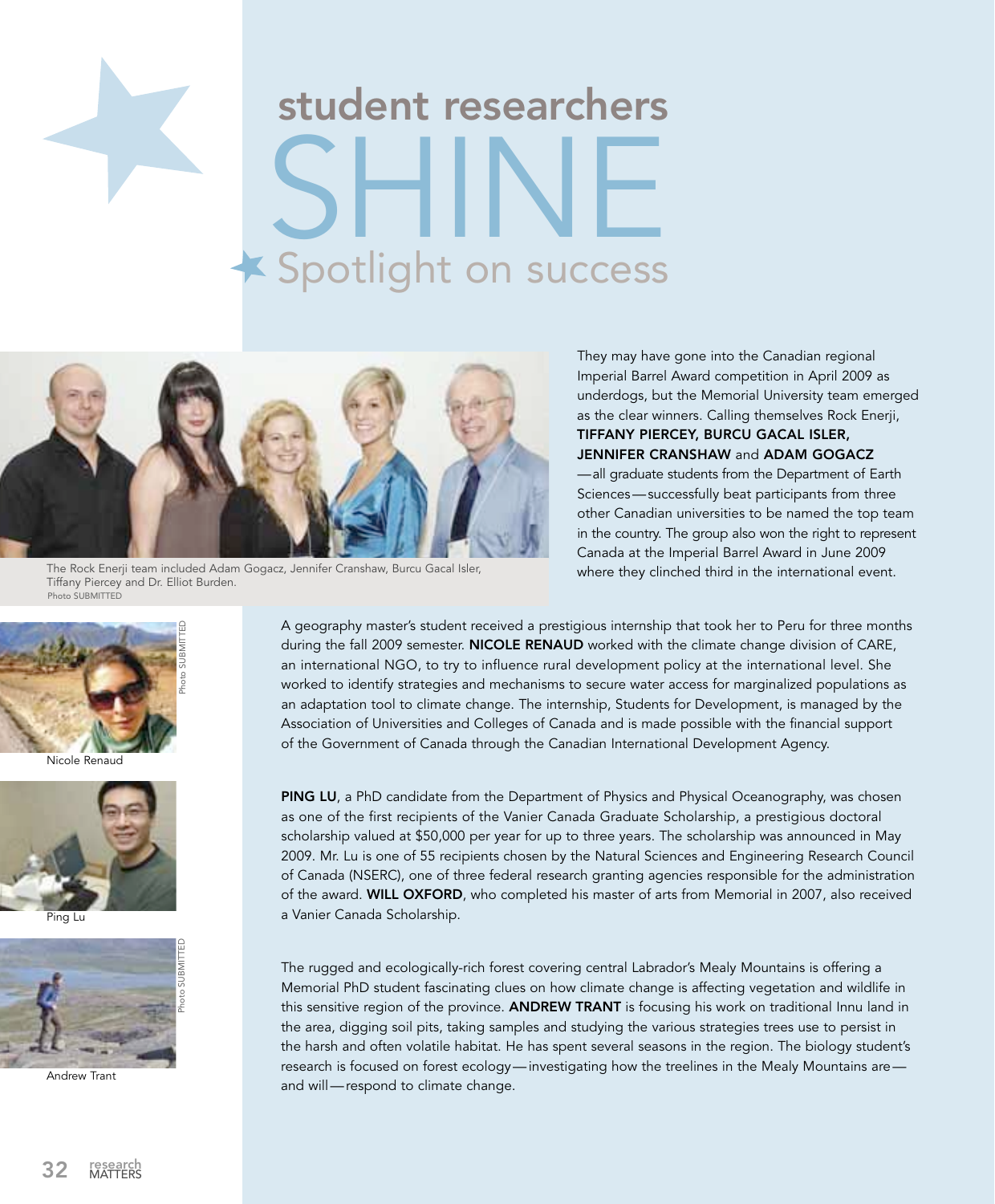# student researchers SHINE

## Spotlight on success

The Rock Enerji team included Adam Gogacz, Jennifer Cranshaw, Burcu Gacal Isler, Tiffany Piercey and Dr. Elliot Burden.
Photo SUBMITTED

They may have gone into the Canadian regional Imperial Barrel Award competition in April 2009 as underdogs, but the Memorial University team emerged as the clear winners. Calling themselves Rock Enerji, **TIFFANY PIERCEY, BURCU GACAL ISLER, JENNIFER CRANSHAW** and **ADAM GOGACZ**—all graduate students from the Department of Earth Sciences—successfully beat participants from three other Canadian universities to be named the top team in the country. The group also won the right to represent Canada at the Imperial Barrel Award in June 2009 where they clinched third in the international event.

Nicole Renaud
Photo SUBMITTED

A geography master's student received a prestigious internship that took her to Peru for three months during the fall 2009 semester. **NICOLE RENAUD** worked with the climate change division of CARE, an international NGO, to try to influence rural development policy at the international level. She worked to identify strategies and mechanisms to secure water access for marginalized populations as an adaptation tool to climate change. The internship, Students for Development, is managed by the Association of Universities and Colleges of Canada and is made possible with the financial support of the Government of Canada through the Canadian International Development Agency.

Ping Lu

**PING LU**, a PhD candidate from the Department of Physics and Physical Oceanography, was chosen as one of the first recipients of the Vanier Canada Graduate Scholarship, a prestigious doctoral scholarship valued at $50,000 per year for up to three years. The scholarship was announced in May 2009. Mr. Lu is one of 55 recipients chosen by the Natural Sciences and Engineering Research Council of Canada (NSERC), one of three federal research granting agencies responsible for the administration of the award. **WILL OXFORD**, who completed his master of arts from Memorial in 2007, also received a Vanier Canada Scholarship.

Andrew Trant
Photo SUBMITTED

The rugged and ecologically-rich forest covering central Labrador's Mealy Mountains is offering a Memorial PhD student fascinating clues on how climate change is affecting vegetation and wildlife in this sensitive region of the province. **ANDREW TRANT** is focusing his work on traditional Innu land in the area, digging soil pits, taking samples and studying the various strategies trees use to persist in the harsh and often volatile habitat. He has spent several seasons in the region. The biology student's research is focused on forest ecology—investigating how the treelines in the Mealy Mountains are—and will—respond to climate change.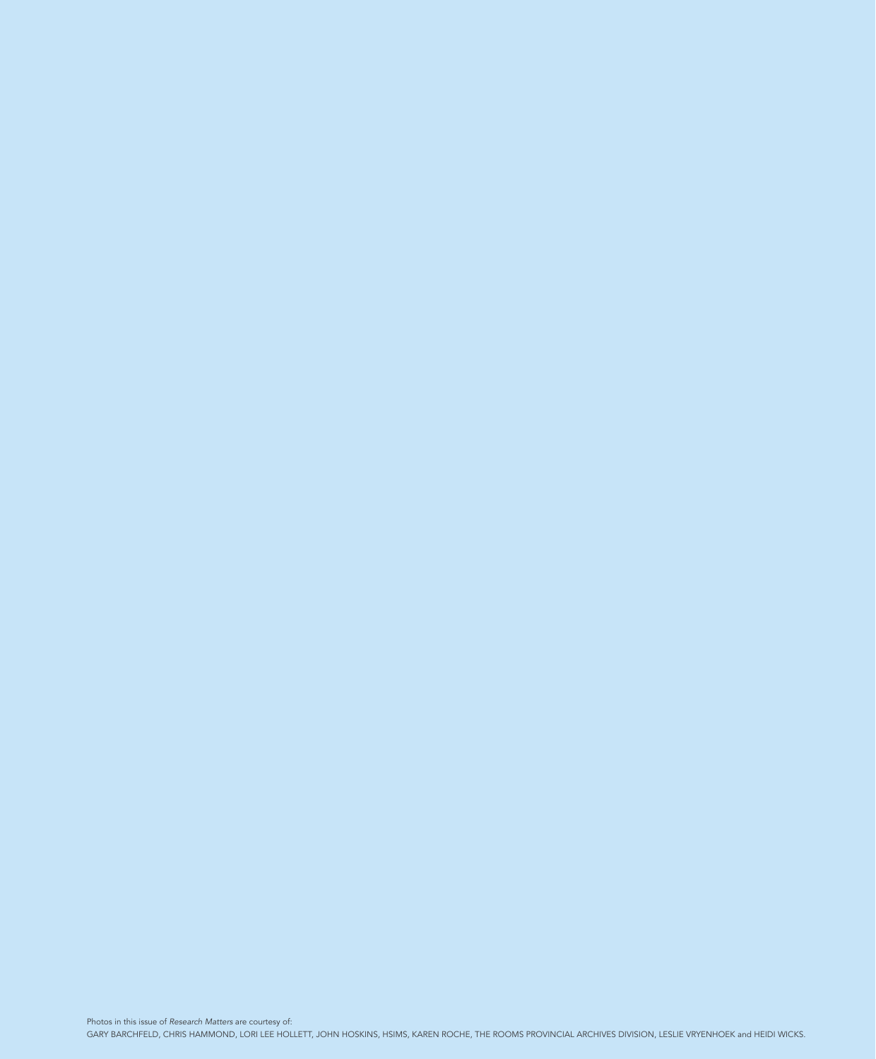Photos in this issue of *Research Matters* are courtesy of:
GARY BARCHFELD, CHRIS HAMMOND, LORI LEE HOLLETT, JOHN HOSKINS, HSIMS, KAREN ROCHE, THE ROOMS PROVINCIAL ARCHIVES DIVISION, LESLIE VRYENHOEK and HEIDI WICKS.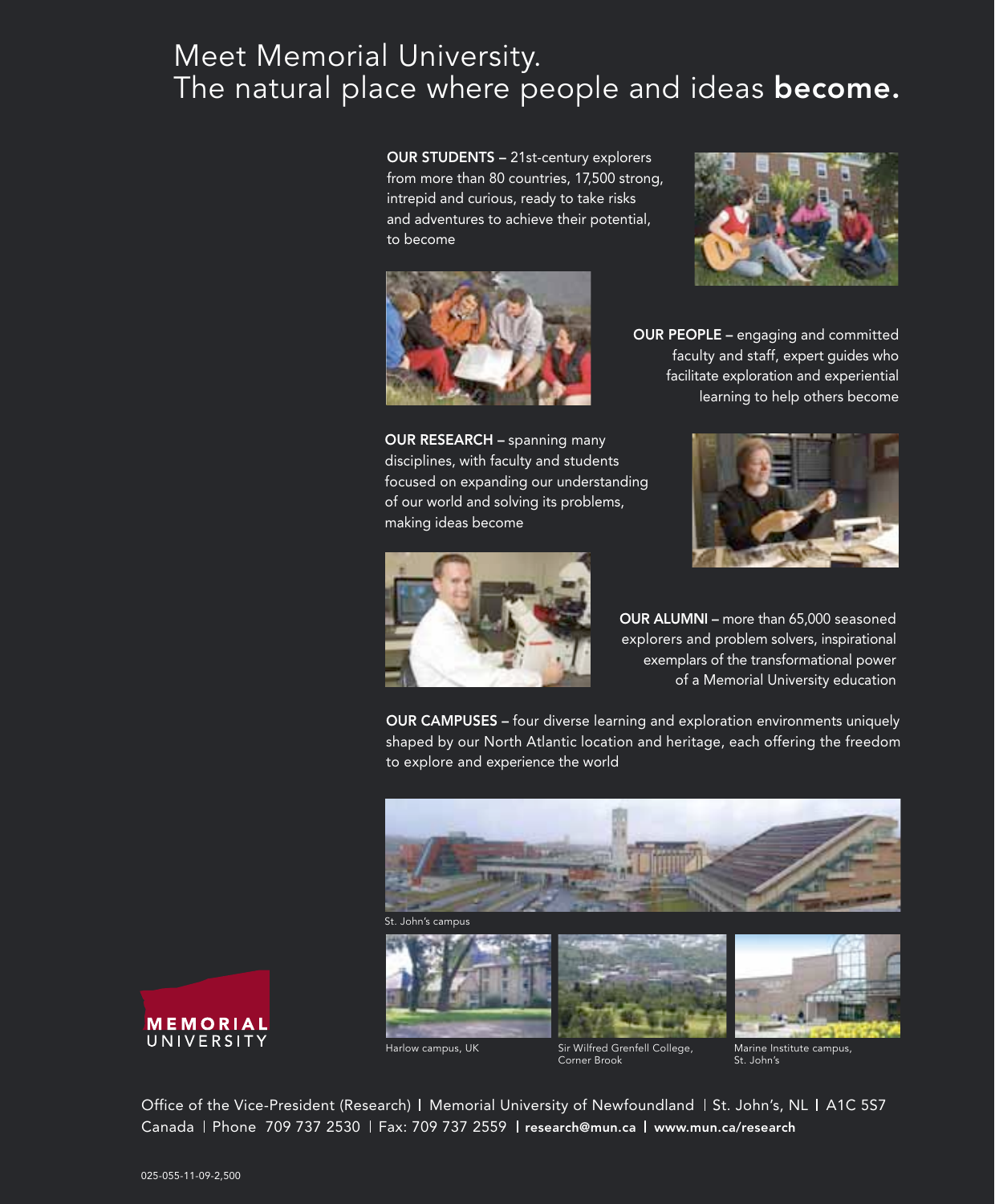# Meet Memorial University.
# The natural place where people and ideas **become.**

**OUR STUDENTS –** 21st-century explorers from more than 80 countries, 17,500 strong, intrepid and curious, ready to take risks and adventures to achieve their potential, to become

**OUR PEOPLE –** engaging and committed faculty and staff, expert guides who facilitate exploration and experiential learning to help others become

**OUR RESEARCH –** spanning many disciplines, with faculty and students focused on expanding our understanding of our world and solving its problems, making ideas become

**OUR ALUMNI –** more than 65,000 seasoned explorers and problem solvers, inspirational exemplars of the transformational power of a Memorial University education

**OUR CAMPUSES –** four diverse learning and exploration environments uniquely shaped by our North Atlantic location and heritage, each offering the freedom to explore and experience the world

St. John's campus

Harlow campus, UK

Sir Wilfred Grenfell College, Corner Brook

Marine Institute campus, St. John's

MEMORIAL UNIVERSITY

Office of the Vice-President (Research) | Memorial University of Newfoundland | St. John's, NL | A1C 5S7 Canada | Phone 709 737 2530 | Fax: 709 737 2559 | **research@mun.ca** | **www.mun.ca/research**

025-055-11-09-2,500